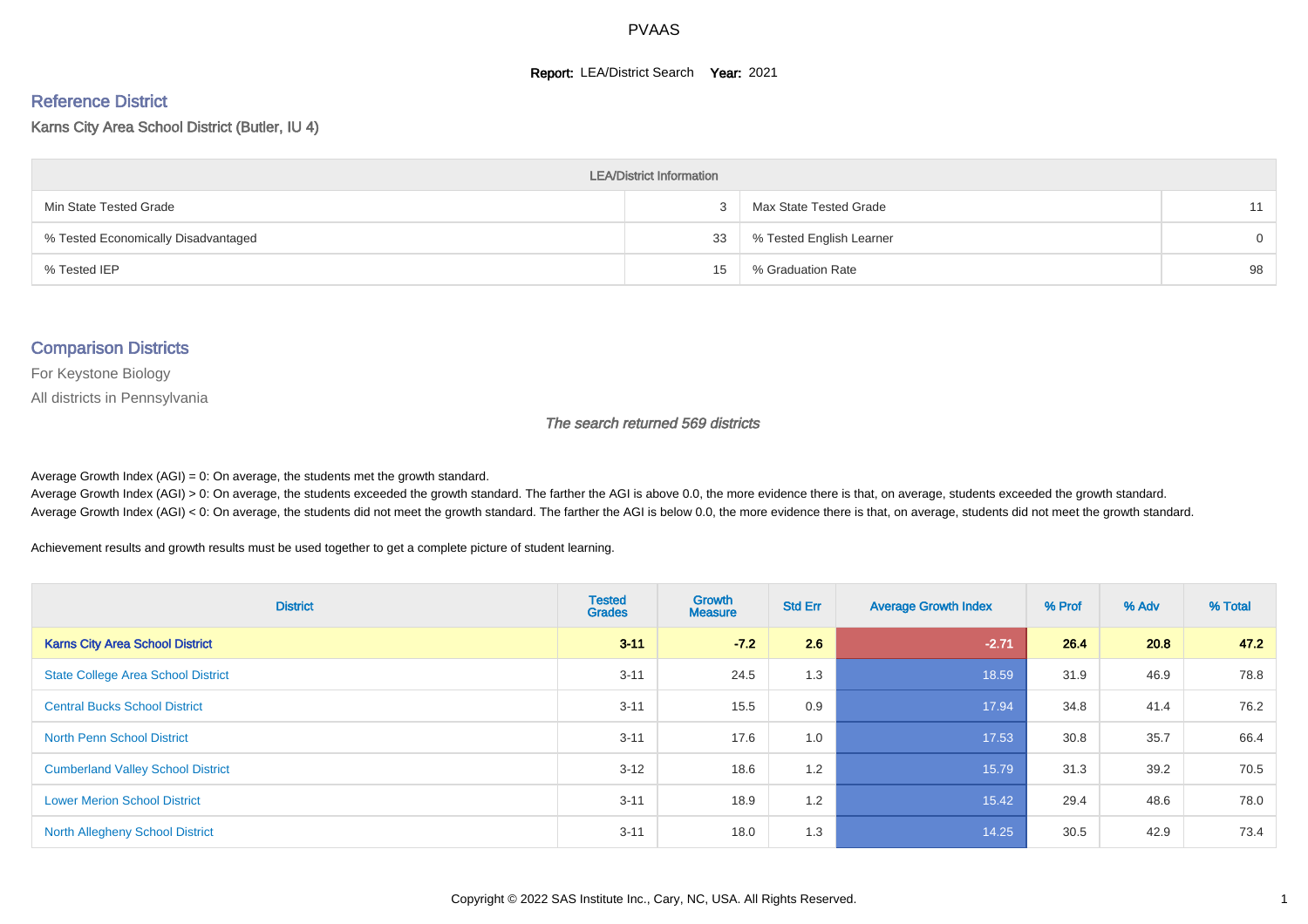# PVAAS

**Report:** LEA/District Search **Year:** 2021

## Reference District

Karns City Area School District (Butler, IU 4)

| LEA/District Information | | | |
|---|---|---|---|
| Min State Tested Grade | 3 | Max State Tested Grade | 11 |
| % Tested Economically Disadvantaged | 33 | % Tested English Learner | 0 |
| % Tested IEP | 15 | % Graduation Rate | 98 |

## Comparison Districts

For Keystone Biology

All districts in Pennsylvania

*The search returned 569 districts*

Average Growth Index (AGI) = 0: On average, the students met the growth standard.
Average Growth Index (AGI) > 0: On average, the students exceeded the growth standard. The farther the AGI is above 0.0, the more evidence there is that, on average, students exceeded the growth standard.
Average Growth Index (AGI) < 0: On average, the students did not meet the growth standard. The farther the AGI is below 0.0, the more evidence there is that, on average, students did not meet the growth standard.

Achievement results and growth results must be used together to get a complete picture of student learning.

| District | Tested Grades | Growth Measure | Std Err | Average Growth Index | % Prof | % Adv | % Total |
|---|---|---|---|---|---|---|---|
| **Karns City Area School District** | **3-11** | **-7.2** | **2.6** | **-2.71** | **26.4** | **20.8** | **47.2** |
| State College Area School District | 3-11 | 24.5 | 1.3 | 18.59 | 31.9 | 46.9 | 78.8 |
| Central Bucks School District | 3-11 | 15.5 | 0.9 | 17.94 | 34.8 | 41.4 | 76.2 |
| North Penn School District | 3-11 | 17.6 | 1.0 | 17.53 | 30.8 | 35.7 | 66.4 |
| Cumberland Valley School District | 3-12 | 18.6 | 1.2 | 15.79 | 31.3 | 39.2 | 70.5 |
| Lower Merion School District | 3-11 | 18.9 | 1.2 | 15.42 | 29.4 | 48.6 | 78.0 |
| North Allegheny School District | 3-11 | 18.0 | 1.3 | 14.25 | 30.5 | 42.9 | 73.4 |

Copyright © 2022 SAS Institute Inc., Cary, NC, USA. All Rights Reserved.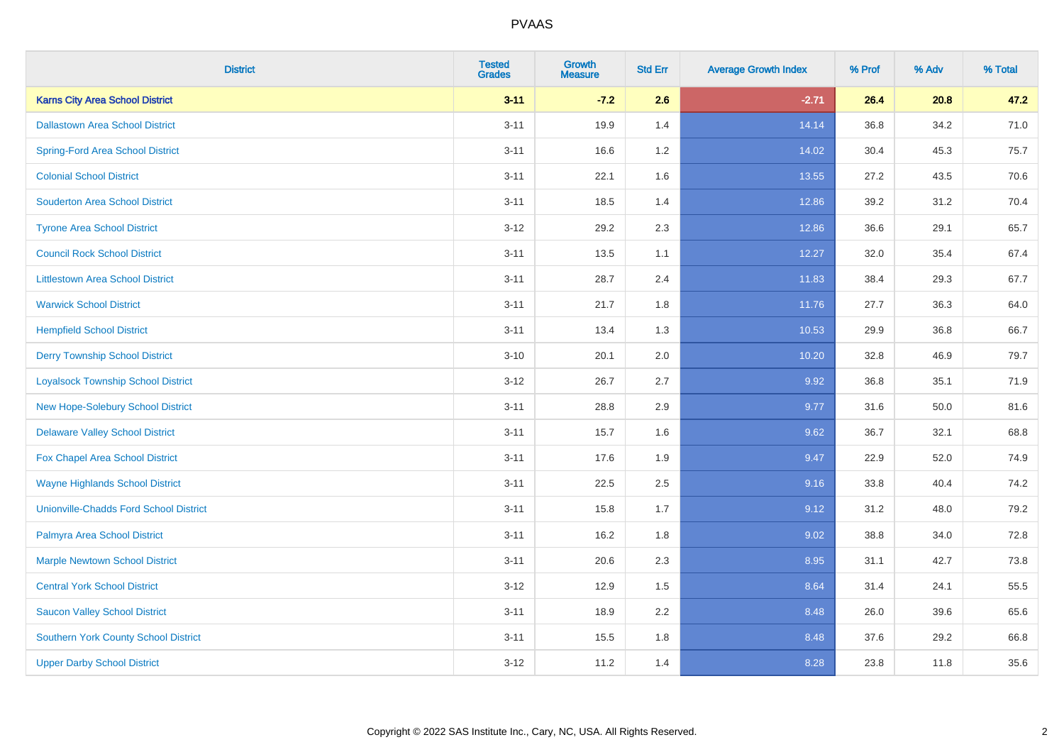PVAAS

| District | Tested Grades | Growth Measure | Std Err | Average Growth Index | % Prof | % Adv | % Total |
|---|---|---|---|---|---|---|---|
| **Karns City Area School District** | **3-11** | **-7.2** | **2.6** | **-2.71** | **26.4** | **20.8** | **47.2** |
| Dallastown Area School District | 3-11 | 19.9 | 1.4 | 14.14 | 36.8 | 34.2 | 71.0 |
| Spring-Ford Area School District | 3-11 | 16.6 | 1.2 | 14.02 | 30.4 | 45.3 | 75.7 |
| Colonial School District | 3-11 | 22.1 | 1.6 | 13.55 | 27.2 | 43.5 | 70.6 |
| Souderton Area School District | 3-11 | 18.5 | 1.4 | 12.86 | 39.2 | 31.2 | 70.4 |
| Tyrone Area School District | 3-12 | 29.2 | 2.3 | 12.86 | 36.6 | 29.1 | 65.7 |
| Council Rock School District | 3-11 | 13.5 | 1.1 | 12.27 | 32.0 | 35.4 | 67.4 |
| Littlestown Area School District | 3-11 | 28.7 | 2.4 | 11.83 | 38.4 | 29.3 | 67.7 |
| Warwick School District | 3-11 | 21.7 | 1.8 | 11.76 | 27.7 | 36.3 | 64.0 |
| Hempfield School District | 3-11 | 13.4 | 1.3 | 10.53 | 29.9 | 36.8 | 66.7 |
| Derry Township School District | 3-10 | 20.1 | 2.0 | 10.20 | 32.8 | 46.9 | 79.7 |
| Loyalsock Township School District | 3-12 | 26.7 | 2.7 | 9.92 | 36.8 | 35.1 | 71.9 |
| New Hope-Solebury School District | 3-11 | 28.8 | 2.9 | 9.77 | 31.6 | 50.0 | 81.6 |
| Delaware Valley School District | 3-11 | 15.7 | 1.6 | 9.62 | 36.7 | 32.1 | 68.8 |
| Fox Chapel Area School District | 3-11 | 17.6 | 1.9 | 9.47 | 22.9 | 52.0 | 74.9 |
| Wayne Highlands School District | 3-11 | 22.5 | 2.5 | 9.16 | 33.8 | 40.4 | 74.2 |
| Unionville-Chadds Ford School District | 3-11 | 15.8 | 1.7 | 9.12 | 31.2 | 48.0 | 79.2 |
| Palmyra Area School District | 3-11 | 16.2 | 1.8 | 9.02 | 38.8 | 34.0 | 72.8 |
| Marple Newtown School District | 3-11 | 20.6 | 2.3 | 8.95 | 31.1 | 42.7 | 73.8 |
| Central York School District | 3-12 | 12.9 | 1.5 | 8.64 | 31.4 | 24.1 | 55.5 |
| Saucon Valley School District | 3-11 | 18.9 | 2.2 | 8.48 | 26.0 | 39.6 | 65.6 |
| Southern York County School District | 3-11 | 15.5 | 1.8 | 8.48 | 37.6 | 29.2 | 66.8 |
| Upper Darby School District | 3-12 | 11.2 | 1.4 | 8.28 | 23.8 | 11.8 | 35.6 |

Copyright © 2022 SAS Institute Inc., Cary, NC, USA. All Rights Reserved.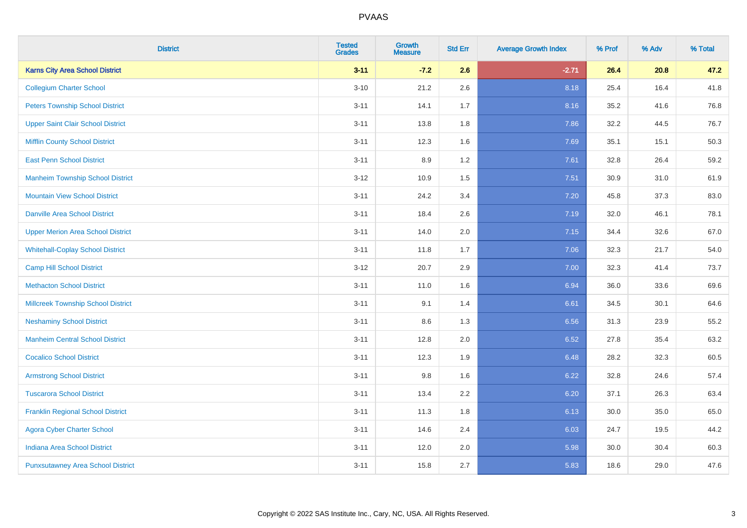PVAAS

| District | Tested Grades | Growth Measure | Std Err | Average Growth Index | % Prof | % Adv | % Total |
|---|---|---|---|---|---|---|---|
| **Karns City Area School District** | **3-11** | **-7.2** | **2.6** | **-2.71** | **26.4** | **20.8** | **47.2** |
| Collegium Charter School | 3-10 | 21.2 | 2.6 | 8.18 | 25.4 | 16.4 | 41.8 |
| Peters Township School District | 3-11 | 14.1 | 1.7 | 8.16 | 35.2 | 41.6 | 76.8 |
| Upper Saint Clair School District | 3-11 | 13.8 | 1.8 | 7.86 | 32.2 | 44.5 | 76.7 |
| Mifflin County School District | 3-11 | 12.3 | 1.6 | 7.69 | 35.1 | 15.1 | 50.3 |
| East Penn School District | 3-11 | 8.9 | 1.2 | 7.61 | 32.8 | 26.4 | 59.2 |
| Manheim Township School District | 3-12 | 10.9 | 1.5 | 7.51 | 30.9 | 31.0 | 61.9 |
| Mountain View School District | 3-11 | 24.2 | 3.4 | 7.20 | 45.8 | 37.3 | 83.0 |
| Danville Area School District | 3-11 | 18.4 | 2.6 | 7.19 | 32.0 | 46.1 | 78.1 |
| Upper Merion Area School District | 3-11 | 14.0 | 2.0 | 7.15 | 34.4 | 32.6 | 67.0 |
| Whitehall-Coplay School District | 3-11 | 11.8 | 1.7 | 7.06 | 32.3 | 21.7 | 54.0 |
| Camp Hill School District | 3-12 | 20.7 | 2.9 | 7.00 | 32.3 | 41.4 | 73.7 |
| Methacton School District | 3-11 | 11.0 | 1.6 | 6.94 | 36.0 | 33.6 | 69.6 |
| Millcreek Township School District | 3-11 | 9.1 | 1.4 | 6.61 | 34.5 | 30.1 | 64.6 |
| Neshaminy School District | 3-11 | 8.6 | 1.3 | 6.56 | 31.3 | 23.9 | 55.2 |
| Manheim Central School District | 3-11 | 12.8 | 2.0 | 6.52 | 27.8 | 35.4 | 63.2 |
| Cocalico School District | 3-11 | 12.3 | 1.9 | 6.48 | 28.2 | 32.3 | 60.5 |
| Armstrong School District | 3-11 | 9.8 | 1.6 | 6.22 | 32.8 | 24.6 | 57.4 |
| Tuscarora School District | 3-11 | 13.4 | 2.2 | 6.20 | 37.1 | 26.3 | 63.4 |
| Franklin Regional School District | 3-11 | 11.3 | 1.8 | 6.13 | 30.0 | 35.0 | 65.0 |
| Agora Cyber Charter School | 3-11 | 14.6 | 2.4 | 6.03 | 24.7 | 19.5 | 44.2 |
| Indiana Area School District | 3-11 | 12.0 | 2.0 | 5.98 | 30.0 | 30.4 | 60.3 |
| Punxsutawney Area School District | 3-11 | 15.8 | 2.7 | 5.83 | 18.6 | 29.0 | 47.6 |

Copyright © 2022 SAS Institute Inc., Cary, NC, USA. All Rights Reserved.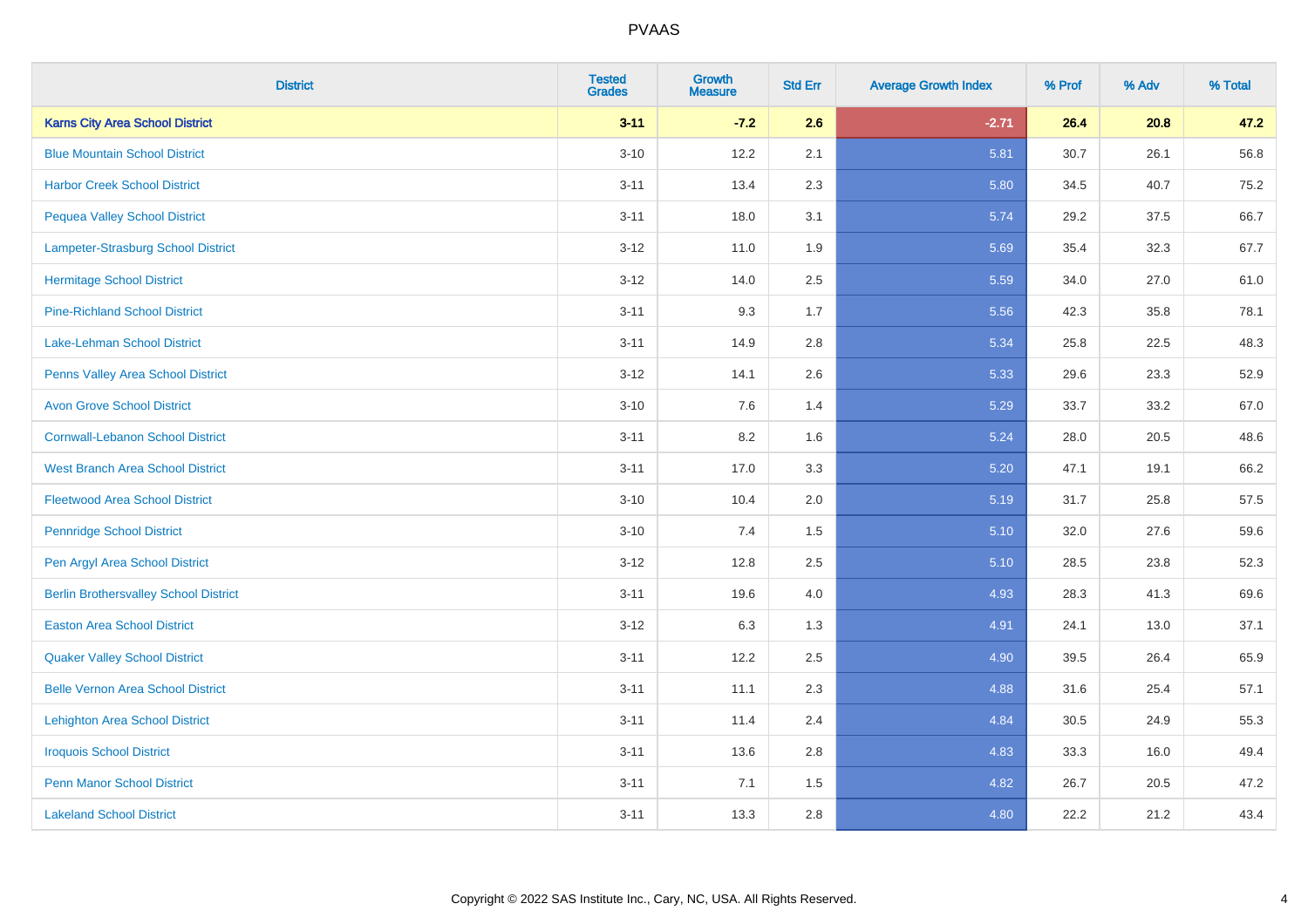PVAAS

| District | Tested Grades | Growth Measure | Std Err | Average Growth Index | % Prof | % Adv | % Total |
|---|---|---|---|---|---|---|---|
| **Karns City Area School District** | **3-11** | **-7.2** | **2.6** | **-2.71** | **26.4** | **20.8** | **47.2** |
| Blue Mountain School District | 3-10 | 12.2 | 2.1 | 5.81 | 30.7 | 26.1 | 56.8 |
| Harbor Creek School District | 3-11 | 13.4 | 2.3 | 5.80 | 34.5 | 40.7 | 75.2 |
| Pequea Valley School District | 3-11 | 18.0 | 3.1 | 5.74 | 29.2 | 37.5 | 66.7 |
| Lampeter-Strasburg School District | 3-12 | 11.0 | 1.9 | 5.69 | 35.4 | 32.3 | 67.7 |
| Hermitage School District | 3-12 | 14.0 | 2.5 | 5.59 | 34.0 | 27.0 | 61.0 |
| Pine-Richland School District | 3-11 | 9.3 | 1.7 | 5.56 | 42.3 | 35.8 | 78.1 |
| Lake-Lehman School District | 3-11 | 14.9 | 2.8 | 5.34 | 25.8 | 22.5 | 48.3 |
| Penns Valley Area School District | 3-12 | 14.1 | 2.6 | 5.33 | 29.6 | 23.3 | 52.9 |
| Avon Grove School District | 3-10 | 7.6 | 1.4 | 5.29 | 33.7 | 33.2 | 67.0 |
| Cornwall-Lebanon School District | 3-11 | 8.2 | 1.6 | 5.24 | 28.0 | 20.5 | 48.6 |
| West Branch Area School District | 3-11 | 17.0 | 3.3 | 5.20 | 47.1 | 19.1 | 66.2 |
| Fleetwood Area School District | 3-10 | 10.4 | 2.0 | 5.19 | 31.7 | 25.8 | 57.5 |
| Pennridge School District | 3-10 | 7.4 | 1.5 | 5.10 | 32.0 | 27.6 | 59.6 |
| Pen Argyl Area School District | 3-12 | 12.8 | 2.5 | 5.10 | 28.5 | 23.8 | 52.3 |
| Berlin Brothersvalley School District | 3-11 | 19.6 | 4.0 | 4.93 | 28.3 | 41.3 | 69.6 |
| Easton Area School District | 3-12 | 6.3 | 1.3 | 4.91 | 24.1 | 13.0 | 37.1 |
| Quaker Valley School District | 3-11 | 12.2 | 2.5 | 4.90 | 39.5 | 26.4 | 65.9 |
| Belle Vernon Area School District | 3-11 | 11.1 | 2.3 | 4.88 | 31.6 | 25.4 | 57.1 |
| Lehighton Area School District | 3-11 | 11.4 | 2.4 | 4.84 | 30.5 | 24.9 | 55.3 |
| Iroquois School District | 3-11 | 13.6 | 2.8 | 4.83 | 33.3 | 16.0 | 49.4 |
| Penn Manor School District | 3-11 | 7.1 | 1.5 | 4.82 | 26.7 | 20.5 | 47.2 |
| Lakeland School District | 3-11 | 13.3 | 2.8 | 4.80 | 22.2 | 21.2 | 43.4 |

Copyright © 2022 SAS Institute Inc., Cary, NC, USA. All Rights Reserved.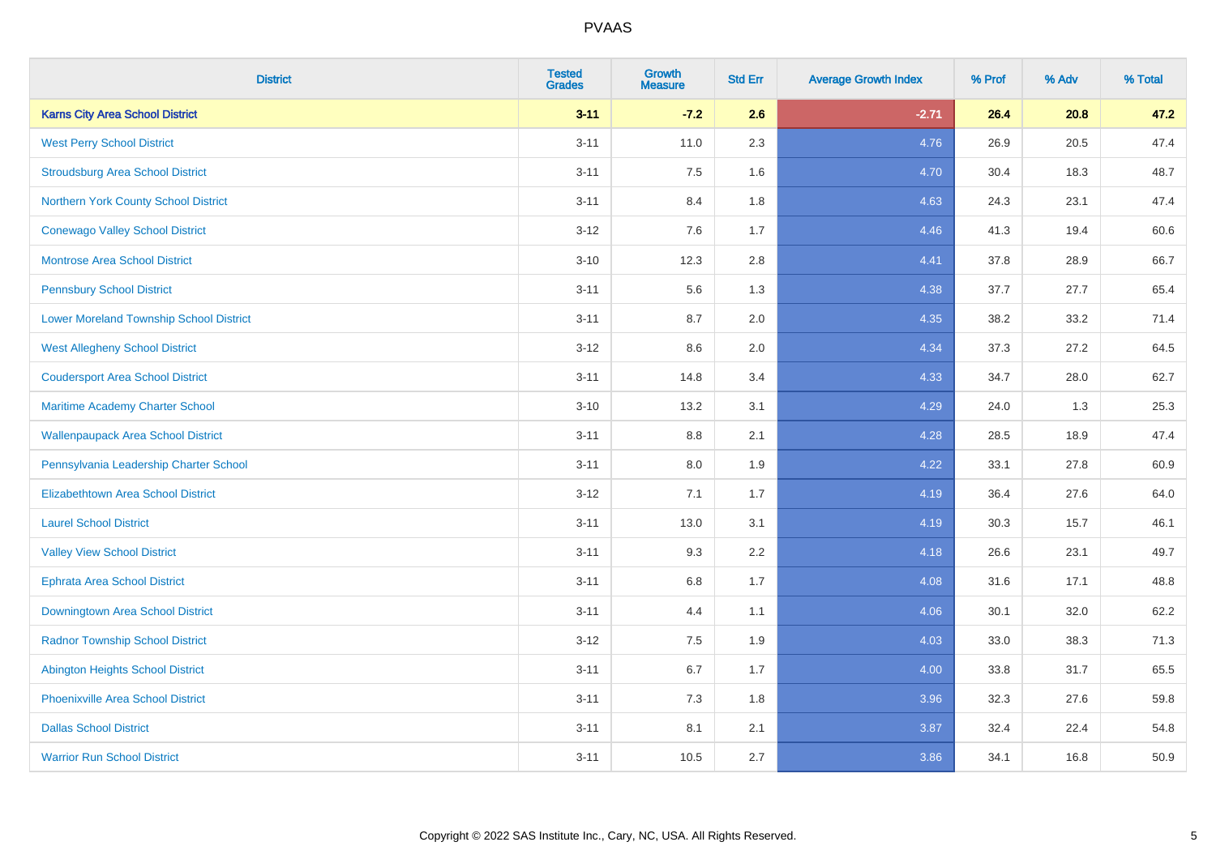# PVAAS

| District | Tested Grades | Growth Measure | Std Err | Average Growth Index | % Prof | % Adv | % Total |
|---|---|---|---|---|---|---|---|
| **Karns City Area School District** | **3-11** | **-7.2** | **2.6** | **-2.71** | **26.4** | **20.8** | **47.2** |
| West Perry School District | 3-11 | 11.0 | 2.3 | 4.76 | 26.9 | 20.5 | 47.4 |
| Stroudsburg Area School District | 3-11 | 7.5 | 1.6 | 4.70 | 30.4 | 18.3 | 48.7 |
| Northern York County School District | 3-11 | 8.4 | 1.8 | 4.63 | 24.3 | 23.1 | 47.4 |
| Conewago Valley School District | 3-12 | 7.6 | 1.7 | 4.46 | 41.3 | 19.4 | 60.6 |
| Montrose Area School District | 3-10 | 12.3 | 2.8 | 4.41 | 37.8 | 28.9 | 66.7 |
| Pennsbury School District | 3-11 | 5.6 | 1.3 | 4.38 | 37.7 | 27.7 | 65.4 |
| Lower Moreland Township School District | 3-11 | 8.7 | 2.0 | 4.35 | 38.2 | 33.2 | 71.4 |
| West Allegheny School District | 3-12 | 8.6 | 2.0 | 4.34 | 37.3 | 27.2 | 64.5 |
| Coudersport Area School District | 3-11 | 14.8 | 3.4 | 4.33 | 34.7 | 28.0 | 62.7 |
| Maritime Academy Charter School | 3-10 | 13.2 | 3.1 | 4.29 | 24.0 | 1.3 | 25.3 |
| Wallenpaupack Area School District | 3-11 | 8.8 | 2.1 | 4.28 | 28.5 | 18.9 | 47.4 |
| Pennsylvania Leadership Charter School | 3-11 | 8.0 | 1.9 | 4.22 | 33.1 | 27.8 | 60.9 |
| Elizabethtown Area School District | 3-12 | 7.1 | 1.7 | 4.19 | 36.4 | 27.6 | 64.0 |
| Laurel School District | 3-11 | 13.0 | 3.1 | 4.19 | 30.3 | 15.7 | 46.1 |
| Valley View School District | 3-11 | 9.3 | 2.2 | 4.18 | 26.6 | 23.1 | 49.7 |
| Ephrata Area School District | 3-11 | 6.8 | 1.7 | 4.08 | 31.6 | 17.1 | 48.8 |
| Downingtown Area School District | 3-11 | 4.4 | 1.1 | 4.06 | 30.1 | 32.0 | 62.2 |
| Radnor Township School District | 3-12 | 7.5 | 1.9 | 4.03 | 33.0 | 38.3 | 71.3 |
| Abington Heights School District | 3-11 | 6.7 | 1.7 | 4.00 | 33.8 | 31.7 | 65.5 |
| Phoenixville Area School District | 3-11 | 7.3 | 1.8 | 3.96 | 32.3 | 27.6 | 59.8 |
| Dallas School District | 3-11 | 8.1 | 2.1 | 3.87 | 32.4 | 22.4 | 54.8 |
| Warrior Run School District | 3-11 | 10.5 | 2.7 | 3.86 | 34.1 | 16.8 | 50.9 |

Copyright © 2022 SAS Institute Inc., Cary, NC, USA. All Rights Reserved.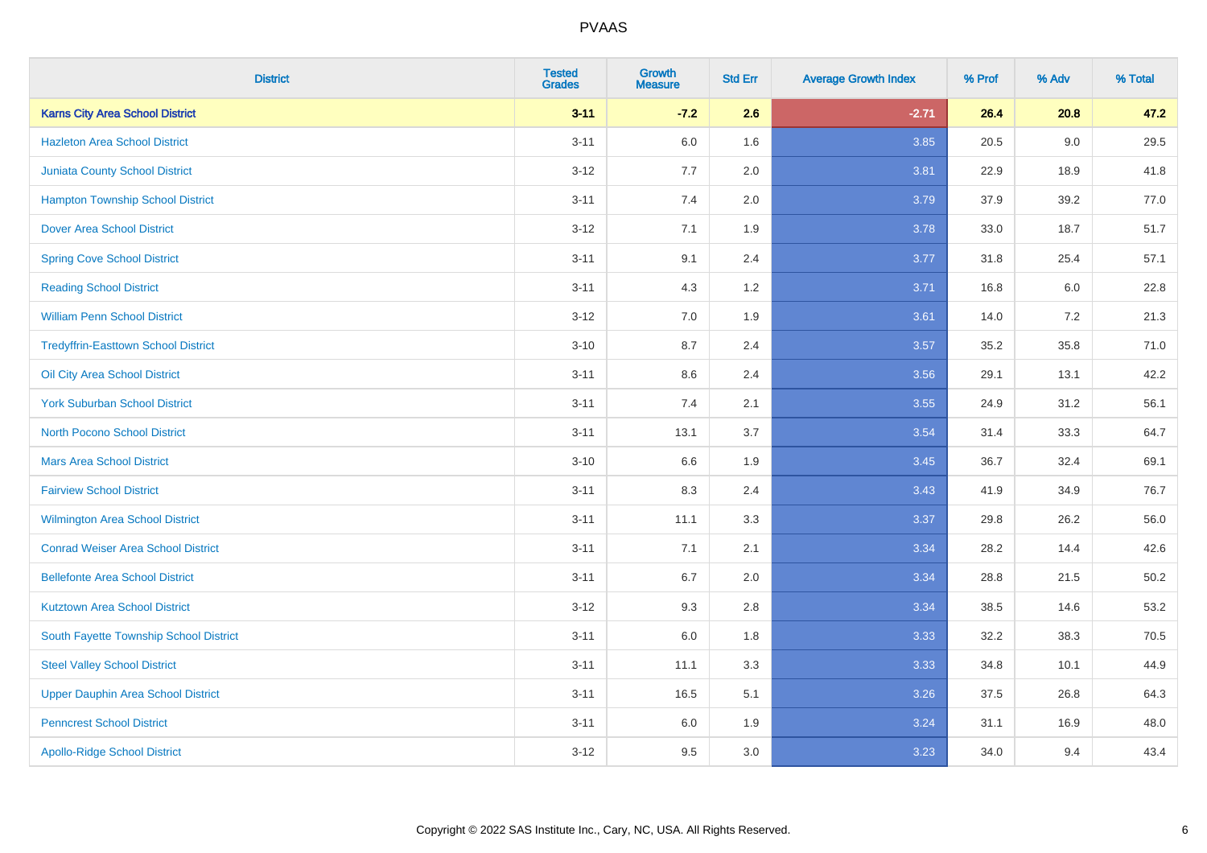PVAAS

| District | Tested Grades | Growth Measure | Std Err | Average Growth Index | % Prof | % Adv | % Total |
|---|---|---|---|---|---|---|---|
| **Karns City Area School District** | **3-11** | **-7.2** | **2.6** | **-2.71** | **26.4** | **20.8** | **47.2** |
| Hazleton Area School District | 3-11 | 6.0 | 1.6 | 3.85 | 20.5 | 9.0 | 29.5 |
| Juniata County School District | 3-12 | 7.7 | 2.0 | 3.81 | 22.9 | 18.9 | 41.8 |
| Hampton Township School District | 3-11 | 7.4 | 2.0 | 3.79 | 37.9 | 39.2 | 77.0 |
| Dover Area School District | 3-12 | 7.1 | 1.9 | 3.78 | 33.0 | 18.7 | 51.7 |
| Spring Cove School District | 3-11 | 9.1 | 2.4 | 3.77 | 31.8 | 25.4 | 57.1 |
| Reading School District | 3-11 | 4.3 | 1.2 | 3.71 | 16.8 | 6.0 | 22.8 |
| William Penn School District | 3-12 | 7.0 | 1.9 | 3.61 | 14.0 | 7.2 | 21.3 |
| Tredyffrin-Easttown School District | 3-10 | 8.7 | 2.4 | 3.57 | 35.2 | 35.8 | 71.0 |
| Oil City Area School District | 3-11 | 8.6 | 2.4 | 3.56 | 29.1 | 13.1 | 42.2 |
| York Suburban School District | 3-11 | 7.4 | 2.1 | 3.55 | 24.9 | 31.2 | 56.1 |
| North Pocono School District | 3-11 | 13.1 | 3.7 | 3.54 | 31.4 | 33.3 | 64.7 |
| Mars Area School District | 3-10 | 6.6 | 1.9 | 3.45 | 36.7 | 32.4 | 69.1 |
| Fairview School District | 3-11 | 8.3 | 2.4 | 3.43 | 41.9 | 34.9 | 76.7 |
| Wilmington Area School District | 3-11 | 11.1 | 3.3 | 3.37 | 29.8 | 26.2 | 56.0 |
| Conrad Weiser Area School District | 3-11 | 7.1 | 2.1 | 3.34 | 28.2 | 14.4 | 42.6 |
| Bellefonte Area School District | 3-11 | 6.7 | 2.0 | 3.34 | 28.8 | 21.5 | 50.2 |
| Kutztown Area School District | 3-12 | 9.3 | 2.8 | 3.34 | 38.5 | 14.6 | 53.2 |
| South Fayette Township School District | 3-11 | 6.0 | 1.8 | 3.33 | 32.2 | 38.3 | 70.5 |
| Steel Valley School District | 3-11 | 11.1 | 3.3 | 3.33 | 34.8 | 10.1 | 44.9 |
| Upper Dauphin Area School District | 3-11 | 16.5 | 5.1 | 3.26 | 37.5 | 26.8 | 64.3 |
| Penncrest School District | 3-11 | 6.0 | 1.9 | 3.24 | 31.1 | 16.9 | 48.0 |
| Apollo-Ridge School District | 3-12 | 9.5 | 3.0 | 3.23 | 34.0 | 9.4 | 43.4 |

Copyright © 2022 SAS Institute Inc., Cary, NC, USA. All Rights Reserved.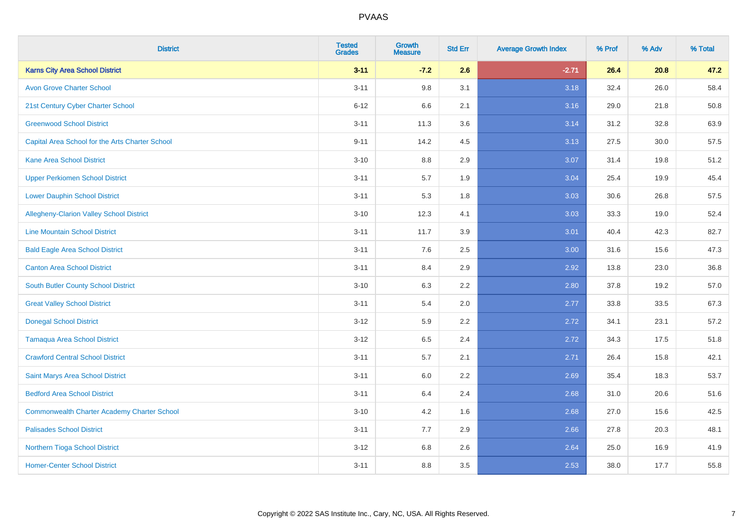PVAAS

| District | Tested Grades | Growth Measure | Std Err | Average Growth Index | % Prof | % Adv | % Total |
|---|---|---|---|---|---|---|---|
| **Karns City Area School District** | **3-11** | **-7.2** | **2.6** | **-2.71** | **26.4** | **20.8** | **47.2** |
| Avon Grove Charter School | 3-11 | 9.8 | 3.1 | 3.18 | 32.4 | 26.0 | 58.4 |
| 21st Century Cyber Charter School | 6-12 | 6.6 | 2.1 | 3.16 | 29.0 | 21.8 | 50.8 |
| Greenwood School District | 3-11 | 11.3 | 3.6 | 3.14 | 31.2 | 32.8 | 63.9 |
| Capital Area School for the Arts Charter School | 9-11 | 14.2 | 4.5 | 3.13 | 27.5 | 30.0 | 57.5 |
| Kane Area School District | 3-10 | 8.8 | 2.9 | 3.07 | 31.4 | 19.8 | 51.2 |
| Upper Perkiomen School District | 3-11 | 5.7 | 1.9 | 3.04 | 25.4 | 19.9 | 45.4 |
| Lower Dauphin School District | 3-11 | 5.3 | 1.8 | 3.03 | 30.6 | 26.8 | 57.5 |
| Allegheny-Clarion Valley School District | 3-10 | 12.3 | 4.1 | 3.03 | 33.3 | 19.0 | 52.4 |
| Line Mountain School District | 3-11 | 11.7 | 3.9 | 3.01 | 40.4 | 42.3 | 82.7 |
| Bald Eagle Area School District | 3-11 | 7.6 | 2.5 | 3.00 | 31.6 | 15.6 | 47.3 |
| Canton Area School District | 3-11 | 8.4 | 2.9 | 2.92 | 13.8 | 23.0 | 36.8 |
| South Butler County School District | 3-10 | 6.3 | 2.2 | 2.80 | 37.8 | 19.2 | 57.0 |
| Great Valley School District | 3-11 | 5.4 | 2.0 | 2.77 | 33.8 | 33.5 | 67.3 |
| Donegal School District | 3-12 | 5.9 | 2.2 | 2.72 | 34.1 | 23.1 | 57.2 |
| Tamaqua Area School District | 3-12 | 6.5 | 2.4 | 2.72 | 34.3 | 17.5 | 51.8 |
| Crawford Central School District | 3-11 | 5.7 | 2.1 | 2.71 | 26.4 | 15.8 | 42.1 |
| Saint Marys Area School District | 3-11 | 6.0 | 2.2 | 2.69 | 35.4 | 18.3 | 53.7 |
| Bedford Area School District | 3-11 | 6.4 | 2.4 | 2.68 | 31.0 | 20.6 | 51.6 |
| Commonwealth Charter Academy Charter School | 3-10 | 4.2 | 1.6 | 2.68 | 27.0 | 15.6 | 42.5 |
| Palisades School District | 3-11 | 7.7 | 2.9 | 2.66 | 27.8 | 20.3 | 48.1 |
| Northern Tioga School District | 3-12 | 6.8 | 2.6 | 2.64 | 25.0 | 16.9 | 41.9 |
| Homer-Center School District | 3-11 | 8.8 | 3.5 | 2.53 | 38.0 | 17.7 | 55.8 |

Copyright © 2022 SAS Institute Inc., Cary, NC, USA. All Rights Reserved.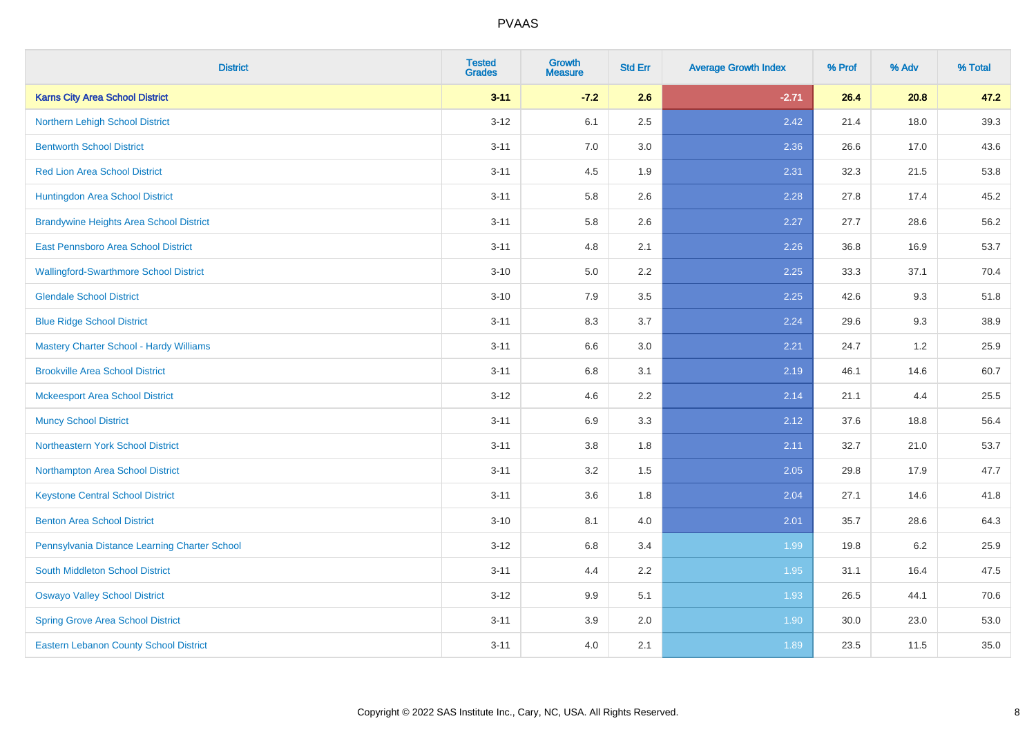| District | Tested Grades | Growth Measure | Std Err | Average Growth Index | % Prof | % Adv | % Total |
|---|---|---|---|---|---|---|---|
| **Karns City Area School District** | **3-11** | **-7.2** | **2.6** | **-2.71** | **26.4** | **20.8** | **47.2** |
| Northern Lehigh School District | 3-12 | 6.1 | 2.5 | 2.42 | 21.4 | 18.0 | 39.3 |
| Bentworth School District | 3-11 | 7.0 | 3.0 | 2.36 | 26.6 | 17.0 | 43.6 |
| Red Lion Area School District | 3-11 | 4.5 | 1.9 | 2.31 | 32.3 | 21.5 | 53.8 |
| Huntingdon Area School District | 3-11 | 5.8 | 2.6 | 2.28 | 27.8 | 17.4 | 45.2 |
| Brandywine Heights Area School District | 3-11 | 5.8 | 2.6 | 2.27 | 27.7 | 28.6 | 56.2 |
| East Pennsboro Area School District | 3-11 | 4.8 | 2.1 | 2.26 | 36.8 | 16.9 | 53.7 |
| Wallingford-Swarthmore School District | 3-10 | 5.0 | 2.2 | 2.25 | 33.3 | 37.1 | 70.4 |
| Glendale School District | 3-10 | 7.9 | 3.5 | 2.25 | 42.6 | 9.3 | 51.8 |
| Blue Ridge School District | 3-11 | 8.3 | 3.7 | 2.24 | 29.6 | 9.3 | 38.9 |
| Mastery Charter School - Hardy Williams | 3-11 | 6.6 | 3.0 | 2.21 | 24.7 | 1.2 | 25.9 |
| Brookville Area School District | 3-11 | 6.8 | 3.1 | 2.19 | 46.1 | 14.6 | 60.7 |
| Mckeesport Area School District | 3-12 | 4.6 | 2.2 | 2.14 | 21.1 | 4.4 | 25.5 |
| Muncy School District | 3-11 | 6.9 | 3.3 | 2.12 | 37.6 | 18.8 | 56.4 |
| Northeastern York School District | 3-11 | 3.8 | 1.8 | 2.11 | 32.7 | 21.0 | 53.7 |
| Northampton Area School District | 3-11 | 3.2 | 1.5 | 2.05 | 29.8 | 17.9 | 47.7 |
| Keystone Central School District | 3-11 | 3.6 | 1.8 | 2.04 | 27.1 | 14.6 | 41.8 |
| Benton Area School District | 3-10 | 8.1 | 4.0 | 2.01 | 35.7 | 28.6 | 64.3 |
| Pennsylvania Distance Learning Charter School | 3-12 | 6.8 | 3.4 | 1.99 | 19.8 | 6.2 | 25.9 |
| South Middleton School District | 3-11 | 4.4 | 2.2 | 1.95 | 31.1 | 16.4 | 47.5 |
| Oswayo Valley School District | 3-12 | 9.9 | 5.1 | 1.93 | 26.5 | 44.1 | 70.6 |
| Spring Grove Area School District | 3-11 | 3.9 | 2.0 | 1.90 | 30.0 | 23.0 | 53.0 |
| Eastern Lebanon County School District | 3-11 | 4.0 | 2.1 | 1.89 | 23.5 | 11.5 | 35.0 |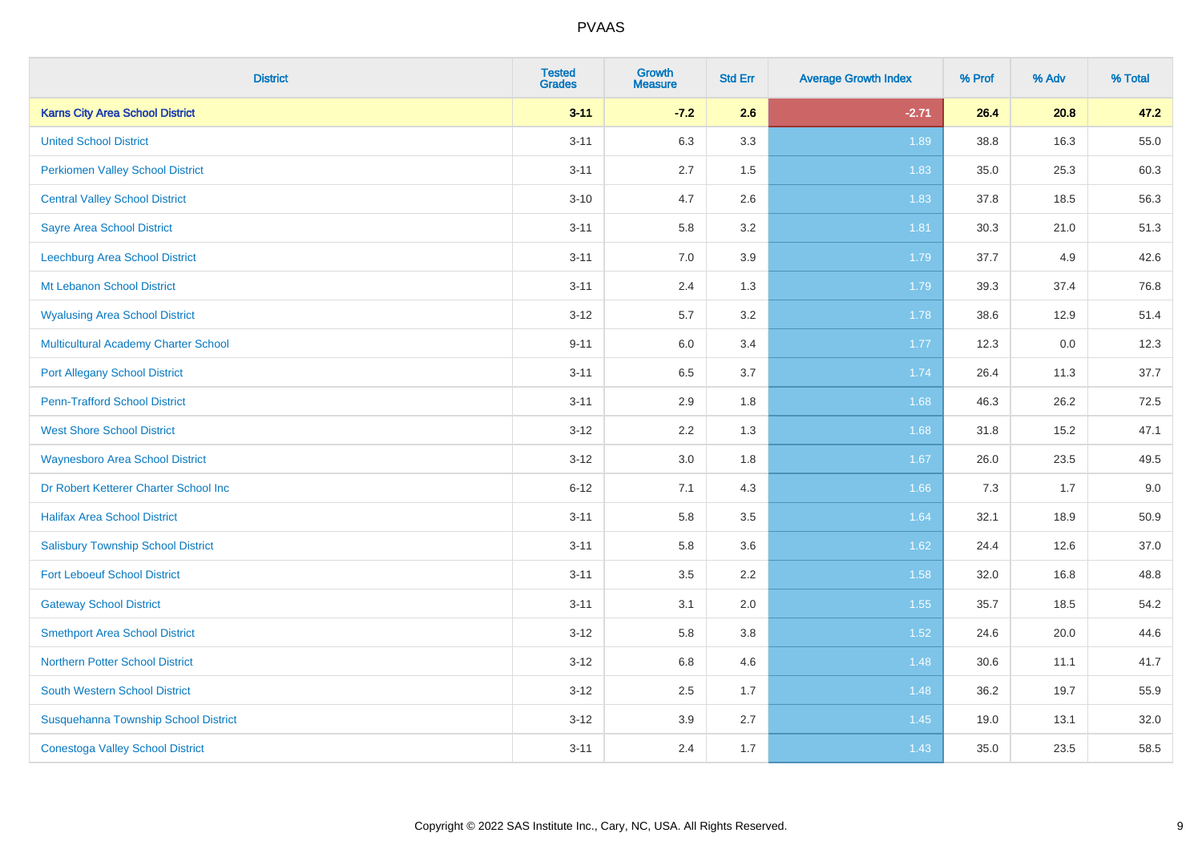PVAAS

| District | Tested Grades | Growth Measure | Std Err | Average Growth Index | % Prof | % Adv | % Total |
|---|---|---|---|---|---|---|---|
| **Karns City Area School District** | **3-11** | **-7.2** | **2.6** | **-2.71** | **26.4** | **20.8** | **47.2** |
| United School District | 3-11 | 6.3 | 3.3 | 1.89 | 38.8 | 16.3 | 55.0 |
| Perkiomen Valley School District | 3-11 | 2.7 | 1.5 | 1.83 | 35.0 | 25.3 | 60.3 |
| Central Valley School District | 3-10 | 4.7 | 2.6 | 1.83 | 37.8 | 18.5 | 56.3 |
| Sayre Area School District | 3-11 | 5.8 | 3.2 | 1.81 | 30.3 | 21.0 | 51.3 |
| Leechburg Area School District | 3-11 | 7.0 | 3.9 | 1.79 | 37.7 | 4.9 | 42.6 |
| Mt Lebanon School District | 3-11 | 2.4 | 1.3 | 1.79 | 39.3 | 37.4 | 76.8 |
| Wyalusing Area School District | 3-12 | 5.7 | 3.2 | 1.78 | 38.6 | 12.9 | 51.4 |
| Multicultural Academy Charter School | 9-11 | 6.0 | 3.4 | 1.77 | 12.3 | 0.0 | 12.3 |
| Port Allegany School District | 3-11 | 6.5 | 3.7 | 1.74 | 26.4 | 11.3 | 37.7 |
| Penn-Trafford School District | 3-11 | 2.9 | 1.8 | 1.68 | 46.3 | 26.2 | 72.5 |
| West Shore School District | 3-12 | 2.2 | 1.3 | 1.68 | 31.8 | 15.2 | 47.1 |
| Waynesboro Area School District | 3-12 | 3.0 | 1.8 | 1.67 | 26.0 | 23.5 | 49.5 |
| Dr Robert Ketterer Charter School Inc | 6-12 | 7.1 | 4.3 | 1.66 | 7.3 | 1.7 | 9.0 |
| Halifax Area School District | 3-11 | 5.8 | 3.5 | 1.64 | 32.1 | 18.9 | 50.9 |
| Salisbury Township School District | 3-11 | 5.8 | 3.6 | 1.62 | 24.4 | 12.6 | 37.0 |
| Fort Leboeuf School District | 3-11 | 3.5 | 2.2 | 1.58 | 32.0 | 16.8 | 48.8 |
| Gateway School District | 3-11 | 3.1 | 2.0 | 1.55 | 35.7 | 18.5 | 54.2 |
| Smethport Area School District | 3-12 | 5.8 | 3.8 | 1.52 | 24.6 | 20.0 | 44.6 |
| Northern Potter School District | 3-12 | 6.8 | 4.6 | 1.48 | 30.6 | 11.1 | 41.7 |
| South Western School District | 3-12 | 2.5 | 1.7 | 1.48 | 36.2 | 19.7 | 55.9 |
| Susquehanna Township School District | 3-12 | 3.9 | 2.7 | 1.45 | 19.0 | 13.1 | 32.0 |
| Conestoga Valley School District | 3-11 | 2.4 | 1.7 | 1.43 | 35.0 | 23.5 | 58.5 |

Copyright © 2022 SAS Institute Inc., Cary, NC, USA. All Rights Reserved.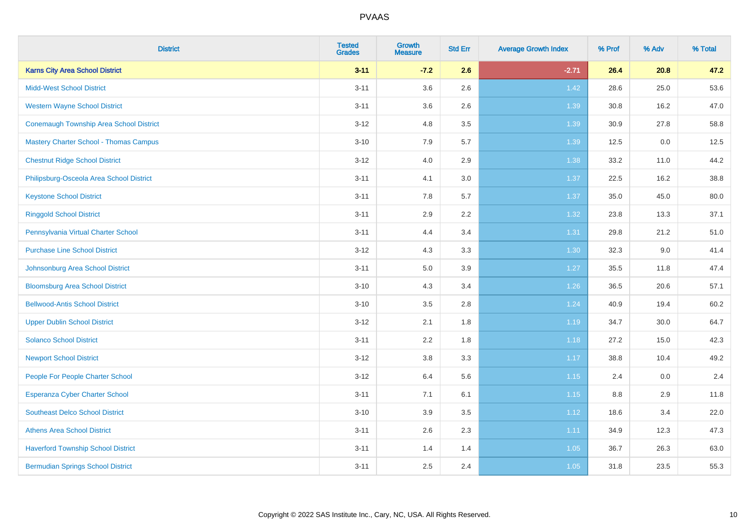# PVAAS

| District | Tested Grades | Growth Measure | Std Err | Average Growth Index | % Prof | % Adv | % Total |
|---|---|---|---|---|---|---|---|
| **Karns City Area School District** | **3-11** | **-7.2** | **2.6** | **-2.71** | **26.4** | **20.8** | **47.2** |
| Midd-West School District | 3-11 | 3.6 | 2.6 | 1.42 | 28.6 | 25.0 | 53.6 |
| Western Wayne School District | 3-11 | 3.6 | 2.6 | 1.39 | 30.8 | 16.2 | 47.0 |
| Conemaugh Township Area School District | 3-12 | 4.8 | 3.5 | 1.39 | 30.9 | 27.8 | 58.8 |
| Mastery Charter School - Thomas Campus | 3-10 | 7.9 | 5.7 | 1.39 | 12.5 | 0.0 | 12.5 |
| Chestnut Ridge School District | 3-12 | 4.0 | 2.9 | 1.38 | 33.2 | 11.0 | 44.2 |
| Philipsburg-Osceola Area School District | 3-11 | 4.1 | 3.0 | 1.37 | 22.5 | 16.2 | 38.8 |
| Keystone School District | 3-11 | 7.8 | 5.7 | 1.37 | 35.0 | 45.0 | 80.0 |
| Ringgold School District | 3-11 | 2.9 | 2.2 | 1.32 | 23.8 | 13.3 | 37.1 |
| Pennsylvania Virtual Charter School | 3-11 | 4.4 | 3.4 | 1.31 | 29.8 | 21.2 | 51.0 |
| Purchase Line School District | 3-12 | 4.3 | 3.3 | 1.30 | 32.3 | 9.0 | 41.4 |
| Johnsonburg Area School District | 3-11 | 5.0 | 3.9 | 1.27 | 35.5 | 11.8 | 47.4 |
| Bloomsburg Area School District | 3-10 | 4.3 | 3.4 | 1.26 | 36.5 | 20.6 | 57.1 |
| Bellwood-Antis School District | 3-10 | 3.5 | 2.8 | 1.24 | 40.9 | 19.4 | 60.2 |
| Upper Dublin School District | 3-12 | 2.1 | 1.8 | 1.19 | 34.7 | 30.0 | 64.7 |
| Solanco School District | 3-11 | 2.2 | 1.8 | 1.18 | 27.2 | 15.0 | 42.3 |
| Newport School District | 3-12 | 3.8 | 3.3 | 1.17 | 38.8 | 10.4 | 49.2 |
| People For People Charter School | 3-12 | 6.4 | 5.6 | 1.15 | 2.4 | 0.0 | 2.4 |
| Esperanza Cyber Charter School | 3-11 | 7.1 | 6.1 | 1.15 | 8.8 | 2.9 | 11.8 |
| Southeast Delco School District | 3-10 | 3.9 | 3.5 | 1.12 | 18.6 | 3.4 | 22.0 |
| Athens Area School District | 3-11 | 2.6 | 2.3 | 1.11 | 34.9 | 12.3 | 47.3 |
| Haverford Township School District | 3-11 | 1.4 | 1.4 | 1.05 | 36.7 | 26.3 | 63.0 |
| Bermudian Springs School District | 3-11 | 2.5 | 2.4 | 1.05 | 31.8 | 23.5 | 55.3 |

Copyright © 2022 SAS Institute Inc., Cary, NC, USA. All Rights Reserved.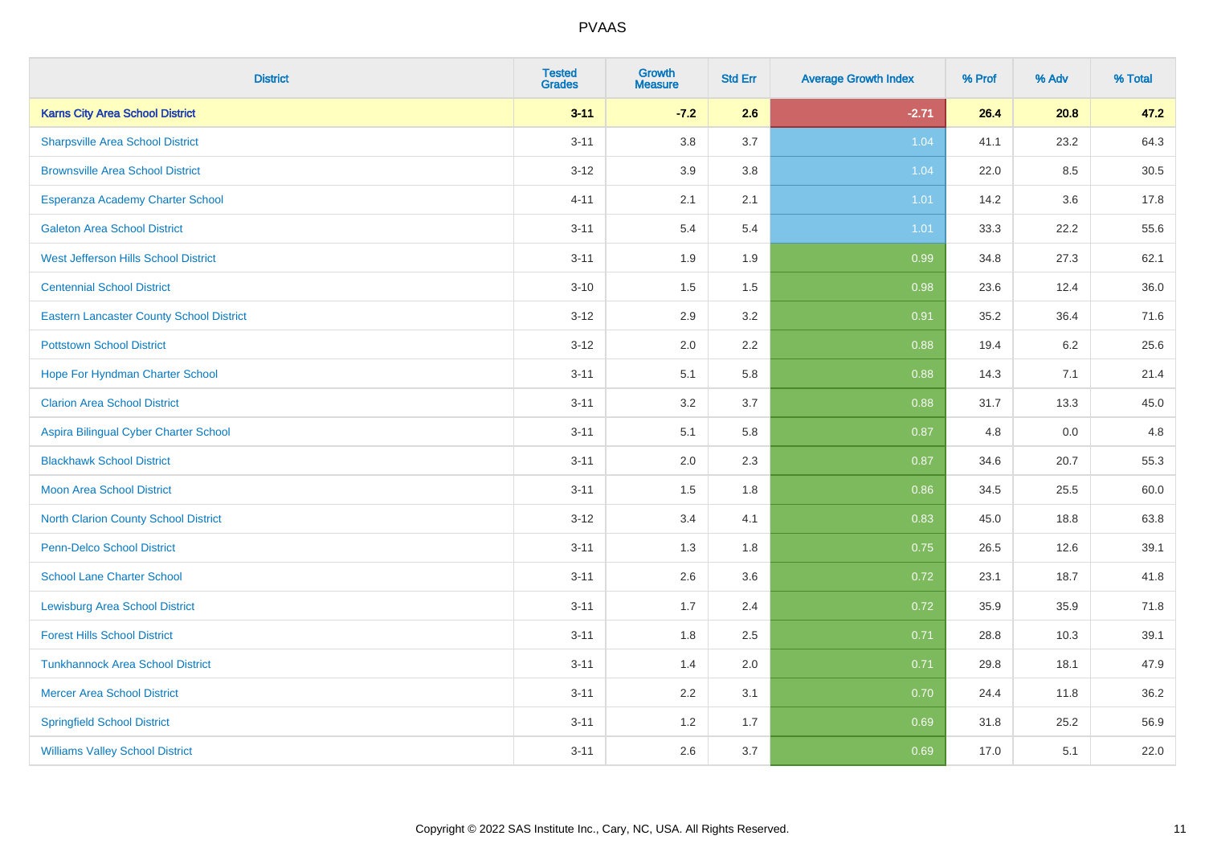| District | Tested Grades | Growth Measure | Std Err | Average Growth Index | % Prof | % Adv | % Total |
|---|---|---|---|---|---|---|---|
| **Karns City Area School District** | **3-11** | **-7.2** | **2.6** | **-2.71** | **26.4** | **20.8** | **47.2** |
| Sharpsville Area School District | 3-11 | 3.8 | 3.7 | 1.04 | 41.1 | 23.2 | 64.3 |
| Brownsville Area School District | 3-12 | 3.9 | 3.8 | 1.04 | 22.0 | 8.5 | 30.5 |
| Esperanza Academy Charter School | 4-11 | 2.1 | 2.1 | 1.01 | 14.2 | 3.6 | 17.8 |
| Galeton Area School District | 3-11 | 5.4 | 5.4 | 1.01 | 33.3 | 22.2 | 55.6 |
| West Jefferson Hills School District | 3-11 | 1.9 | 1.9 | 0.99 | 34.8 | 27.3 | 62.1 |
| Centennial School District | 3-10 | 1.5 | 1.5 | 0.98 | 23.6 | 12.4 | 36.0 |
| Eastern Lancaster County School District | 3-12 | 2.9 | 3.2 | 0.91 | 35.2 | 36.4 | 71.6 |
| Pottstown School District | 3-12 | 2.0 | 2.2 | 0.88 | 19.4 | 6.2 | 25.6 |
| Hope For Hyndman Charter School | 3-11 | 5.1 | 5.8 | 0.88 | 14.3 | 7.1 | 21.4 |
| Clarion Area School District | 3-11 | 3.2 | 3.7 | 0.88 | 31.7 | 13.3 | 45.0 |
| Aspira Bilingual Cyber Charter School | 3-11 | 5.1 | 5.8 | 0.87 | 4.8 | 0.0 | 4.8 |
| Blackhawk School District | 3-11 | 2.0 | 2.3 | 0.87 | 34.6 | 20.7 | 55.3 |
| Moon Area School District | 3-11 | 1.5 | 1.8 | 0.86 | 34.5 | 25.5 | 60.0 |
| North Clarion County School District | 3-12 | 3.4 | 4.1 | 0.83 | 45.0 | 18.8 | 63.8 |
| Penn-Delco School District | 3-11 | 1.3 | 1.8 | 0.75 | 26.5 | 12.6 | 39.1 |
| School Lane Charter School | 3-11 | 2.6 | 3.6 | 0.72 | 23.1 | 18.7 | 41.8 |
| Lewisburg Area School District | 3-11 | 1.7 | 2.4 | 0.72 | 35.9 | 35.9 | 71.8 |
| Forest Hills School District | 3-11 | 1.8 | 2.5 | 0.71 | 28.8 | 10.3 | 39.1 |
| Tunkhannock Area School District | 3-11 | 1.4 | 2.0 | 0.71 | 29.8 | 18.1 | 47.9 |
| Mercer Area School District | 3-11 | 2.2 | 3.1 | 0.70 | 24.4 | 11.8 | 36.2 |
| Springfield School District | 3-11 | 1.2 | 1.7 | 0.69 | 31.8 | 25.2 | 56.9 |
| Williams Valley School District | 3-11 | 2.6 | 3.7 | 0.69 | 17.0 | 5.1 | 22.0 |

Copyright © 2022 SAS Institute Inc., Cary, NC, USA. All Rights Reserved.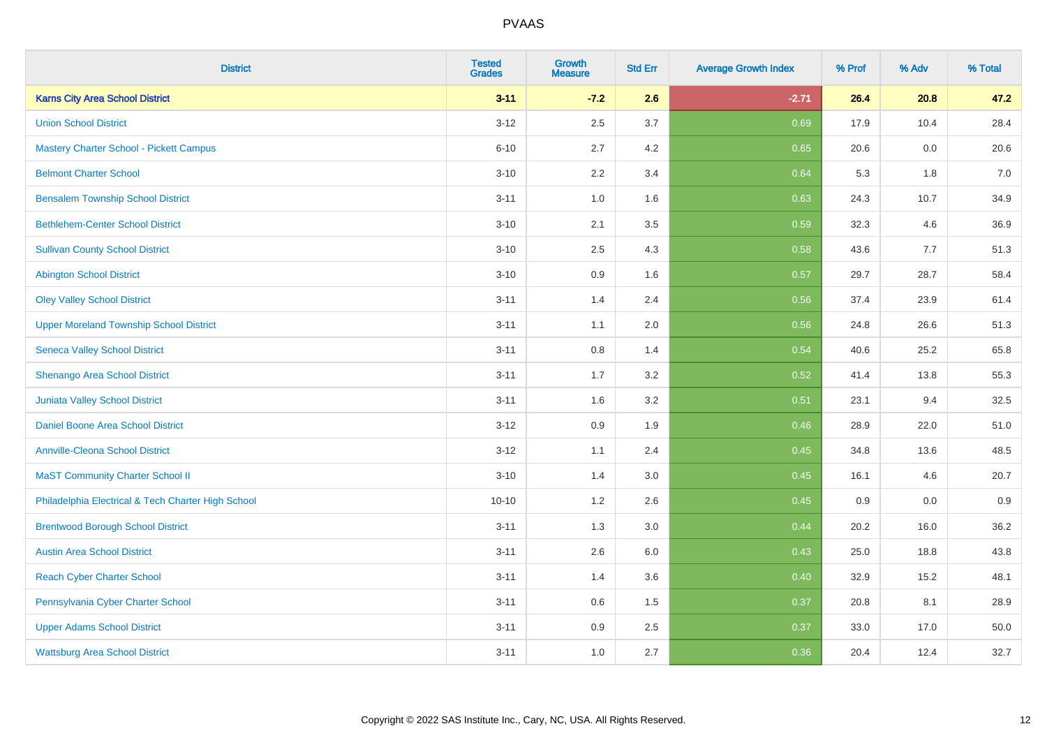# PVAAS

| District | Tested Grades | Growth Measure | Std Err | Average Growth Index | % Prof | % Adv | % Total |
|---|---|---|---|---|---|---|---|
| **Karns City Area School District** | **3-11** | **-7.2** | **2.6** | **-2.71** | **26.4** | **20.8** | **47.2** |
| Union School District | 3-12 | 2.5 | 3.7 | 0.69 | 17.9 | 10.4 | 28.4 |
| Mastery Charter School - Pickett Campus | 6-10 | 2.7 | 4.2 | 0.65 | 20.6 | 0.0 | 20.6 |
| Belmont Charter School | 3-10 | 2.2 | 3.4 | 0.64 | 5.3 | 1.8 | 7.0 |
| Bensalem Township School District | 3-11 | 1.0 | 1.6 | 0.63 | 24.3 | 10.7 | 34.9 |
| Bethlehem-Center School District | 3-10 | 2.1 | 3.5 | 0.59 | 32.3 | 4.6 | 36.9 |
| Sullivan County School District | 3-10 | 2.5 | 4.3 | 0.58 | 43.6 | 7.7 | 51.3 |
| Abington School District | 3-10 | 0.9 | 1.6 | 0.57 | 29.7 | 28.7 | 58.4 |
| Oley Valley School District | 3-11 | 1.4 | 2.4 | 0.56 | 37.4 | 23.9 | 61.4 |
| Upper Moreland Township School District | 3-11 | 1.1 | 2.0 | 0.56 | 24.8 | 26.6 | 51.3 |
| Seneca Valley School District | 3-11 | 0.8 | 1.4 | 0.54 | 40.6 | 25.2 | 65.8 |
| Shenango Area School District | 3-11 | 1.7 | 3.2 | 0.52 | 41.4 | 13.8 | 55.3 |
| Juniata Valley School District | 3-11 | 1.6 | 3.2 | 0.51 | 23.1 | 9.4 | 32.5 |
| Daniel Boone Area School District | 3-12 | 0.9 | 1.9 | 0.46 | 28.9 | 22.0 | 51.0 |
| Annville-Cleona School District | 3-12 | 1.1 | 2.4 | 0.45 | 34.8 | 13.6 | 48.5 |
| MaST Community Charter School II | 3-10 | 1.4 | 3.0 | 0.45 | 16.1 | 4.6 | 20.7 |
| Philadelphia Electrical & Tech Charter High School | 10-10 | 1.2 | 2.6 | 0.45 | 0.9 | 0.0 | 0.9 |
| Brentwood Borough School District | 3-11 | 1.3 | 3.0 | 0.44 | 20.2 | 16.0 | 36.2 |
| Austin Area School District | 3-11 | 2.6 | 6.0 | 0.43 | 25.0 | 18.8 | 43.8 |
| Reach Cyber Charter School | 3-11 | 1.4 | 3.6 | 0.40 | 32.9 | 15.2 | 48.1 |
| Pennsylvania Cyber Charter School | 3-11 | 0.6 | 1.5 | 0.37 | 20.8 | 8.1 | 28.9 |
| Upper Adams School District | 3-11 | 0.9 | 2.5 | 0.37 | 33.0 | 17.0 | 50.0 |
| Wattsburg Area School District | 3-11 | 1.0 | 2.7 | 0.36 | 20.4 | 12.4 | 32.7 |

Copyright © 2022 SAS Institute Inc., Cary, NC, USA. All Rights Reserved.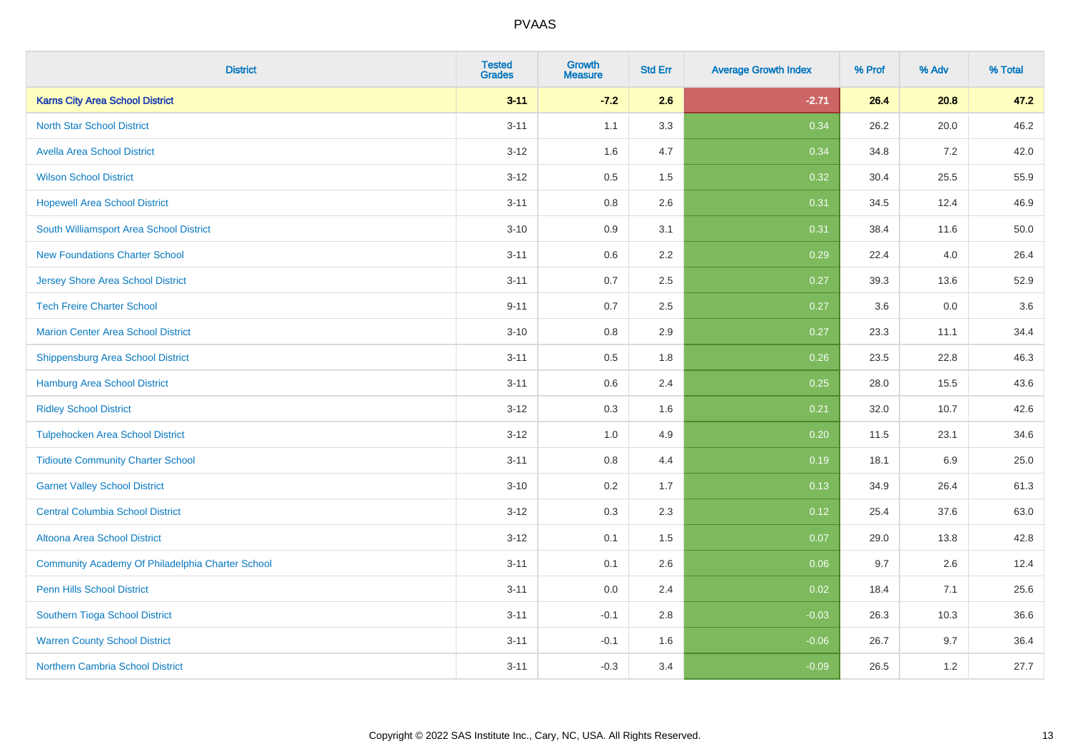# PVAAS

| District | Tested Grades | Growth Measure | Std Err | Average Growth Index | % Prof | % Adv | % Total |
|---|---|---|---|---|---|---|---|
| **Karns City Area School District** | **3-11** | **-7.2** | **2.6** | **-2.71** | **26.4** | **20.8** | **47.2** |
| North Star School District | 3-11 | 1.1 | 3.3 | 0.34 | 26.2 | 20.0 | 46.2 |
| Avella Area School District | 3-12 | 1.6 | 4.7 | 0.34 | 34.8 | 7.2 | 42.0 |
| Wilson School District | 3-12 | 0.5 | 1.5 | 0.32 | 30.4 | 25.5 | 55.9 |
| Hopewell Area School District | 3-11 | 0.8 | 2.6 | 0.31 | 34.5 | 12.4 | 46.9 |
| South Williamsport Area School District | 3-10 | 0.9 | 3.1 | 0.31 | 38.4 | 11.6 | 50.0 |
| New Foundations Charter School | 3-11 | 0.6 | 2.2 | 0.29 | 22.4 | 4.0 | 26.4 |
| Jersey Shore Area School District | 3-11 | 0.7 | 2.5 | 0.27 | 39.3 | 13.6 | 52.9 |
| Tech Freire Charter School | 9-11 | 0.7 | 2.5 | 0.27 | 3.6 | 0.0 | 3.6 |
| Marion Center Area School District | 3-10 | 0.8 | 2.9 | 0.27 | 23.3 | 11.1 | 34.4 |
| Shippensburg Area School District | 3-11 | 0.5 | 1.8 | 0.26 | 23.5 | 22.8 | 46.3 |
| Hamburg Area School District | 3-11 | 0.6 | 2.4 | 0.25 | 28.0 | 15.5 | 43.6 |
| Ridley School District | 3-12 | 0.3 | 1.6 | 0.21 | 32.0 | 10.7 | 42.6 |
| Tulpehocken Area School District | 3-12 | 1.0 | 4.9 | 0.20 | 11.5 | 23.1 | 34.6 |
| Tidioute Community Charter School | 3-11 | 0.8 | 4.4 | 0.19 | 18.1 | 6.9 | 25.0 |
| Garnet Valley School District | 3-10 | 0.2 | 1.7 | 0.13 | 34.9 | 26.4 | 61.3 |
| Central Columbia School District | 3-12 | 0.3 | 2.3 | 0.12 | 25.4 | 37.6 | 63.0 |
| Altoona Area School District | 3-12 | 0.1 | 1.5 | 0.07 | 29.0 | 13.8 | 42.8 |
| Community Academy Of Philadelphia Charter School | 3-11 | 0.1 | 2.6 | 0.06 | 9.7 | 2.6 | 12.4 |
| Penn Hills School District | 3-11 | 0.0 | 2.4 | 0.02 | 18.4 | 7.1 | 25.6 |
| Southern Tioga School District | 3-11 | -0.1 | 2.8 | -0.03 | 26.3 | 10.3 | 36.6 |
| Warren County School District | 3-11 | -0.1 | 1.6 | -0.06 | 26.7 | 9.7 | 36.4 |
| Northern Cambria School District | 3-11 | -0.3 | 3.4 | -0.09 | 26.5 | 1.2 | 27.7 |

Copyright © 2022 SAS Institute Inc., Cary, NC, USA. All Rights Reserved.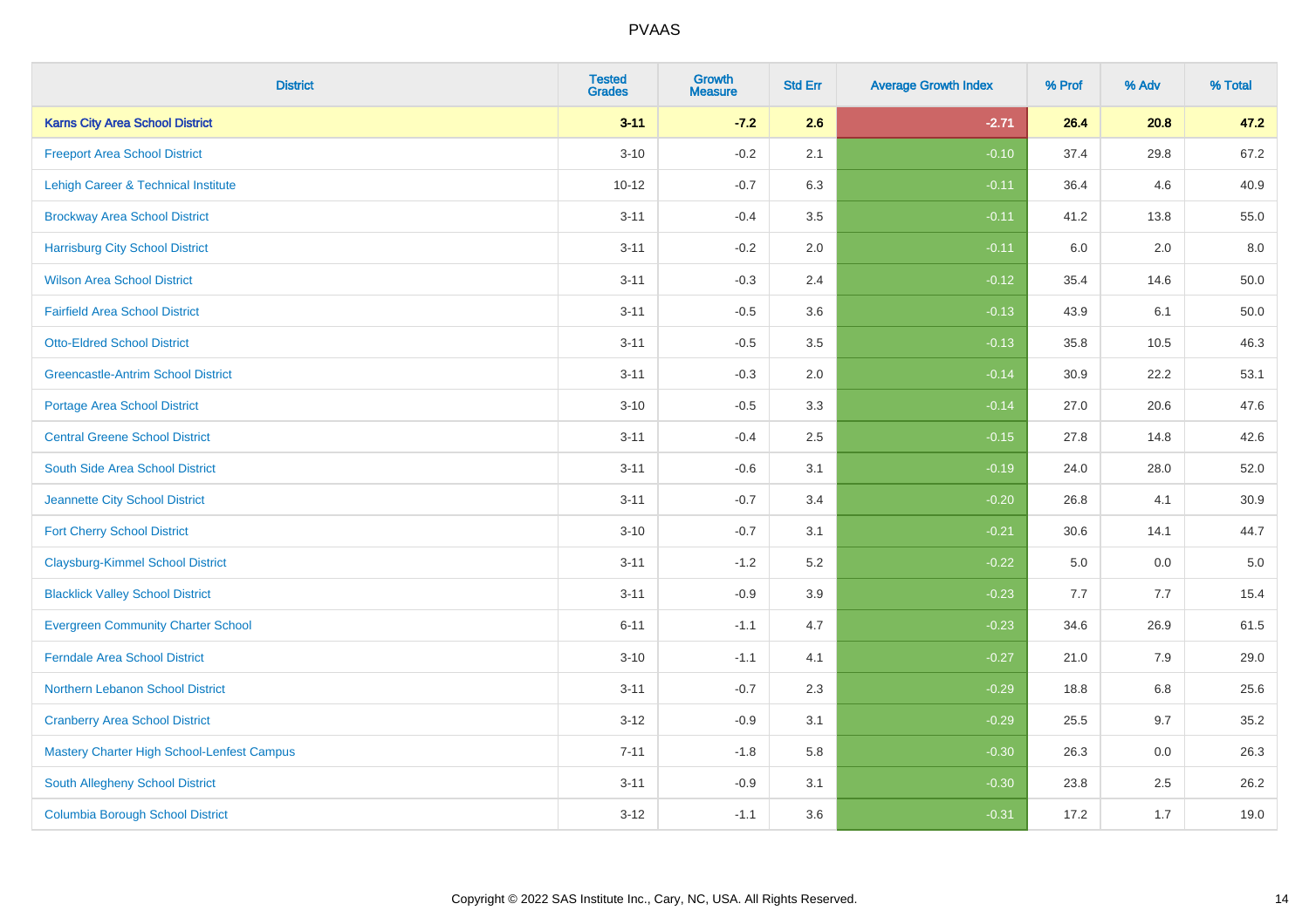# PVAAS

| District | Tested Grades | Growth Measure | Std Err | Average Growth Index | % Prof | % Adv | % Total |
|---|---|---|---|---|---|---|---|
| **Karns City Area School District** | **3-11** | **-7.2** | **2.6** | **-2.71** | **26.4** | **20.8** | **47.2** |
| Freeport Area School District | 3-10 | -0.2 | 2.1 | -0.10 | 37.4 | 29.8 | 67.2 |
| Lehigh Career & Technical Institute | 10-12 | -0.7 | 6.3 | -0.11 | 36.4 | 4.6 | 40.9 |
| Brockway Area School District | 3-11 | -0.4 | 3.5 | -0.11 | 41.2 | 13.8 | 55.0 |
| Harrisburg City School District | 3-11 | -0.2 | 2.0 | -0.11 | 6.0 | 2.0 | 8.0 |
| Wilson Area School District | 3-11 | -0.3 | 2.4 | -0.12 | 35.4 | 14.6 | 50.0 |
| Fairfield Area School District | 3-11 | -0.5 | 3.6 | -0.13 | 43.9 | 6.1 | 50.0 |
| Otto-Eldred School District | 3-11 | -0.5 | 3.5 | -0.13 | 35.8 | 10.5 | 46.3 |
| Greencastle-Antrim School District | 3-11 | -0.3 | 2.0 | -0.14 | 30.9 | 22.2 | 53.1 |
| Portage Area School District | 3-10 | -0.5 | 3.3 | -0.14 | 27.0 | 20.6 | 47.6 |
| Central Greene School District | 3-11 | -0.4 | 2.5 | -0.15 | 27.8 | 14.8 | 42.6 |
| South Side Area School District | 3-11 | -0.6 | 3.1 | -0.19 | 24.0 | 28.0 | 52.0 |
| Jeannette City School District | 3-11 | -0.7 | 3.4 | -0.20 | 26.8 | 4.1 | 30.9 |
| Fort Cherry School District | 3-10 | -0.7 | 3.1 | -0.21 | 30.6 | 14.1 | 44.7 |
| Claysburg-Kimmel School District | 3-11 | -1.2 | 5.2 | -0.22 | 5.0 | 0.0 | 5.0 |
| Blacklick Valley School District | 3-11 | -0.9 | 3.9 | -0.23 | 7.7 | 7.7 | 15.4 |
| Evergreen Community Charter School | 6-11 | -1.1 | 4.7 | -0.23 | 34.6 | 26.9 | 61.5 |
| Ferndale Area School District | 3-10 | -1.1 | 4.1 | -0.27 | 21.0 | 7.9 | 29.0 |
| Northern Lebanon School District | 3-11 | -0.7 | 2.3 | -0.29 | 18.8 | 6.8 | 25.6 |
| Cranberry Area School District | 3-12 | -0.9 | 3.1 | -0.29 | 25.5 | 9.7 | 35.2 |
| Mastery Charter High School-Lenfest Campus | 7-11 | -1.8 | 5.8 | -0.30 | 26.3 | 0.0 | 26.3 |
| South Allegheny School District | 3-11 | -0.9 | 3.1 | -0.30 | 23.8 | 2.5 | 26.2 |
| Columbia Borough School District | 3-12 | -1.1 | 3.6 | -0.31 | 17.2 | 1.7 | 19.0 |

Copyright © 2022 SAS Institute Inc., Cary, NC, USA. All Rights Reserved.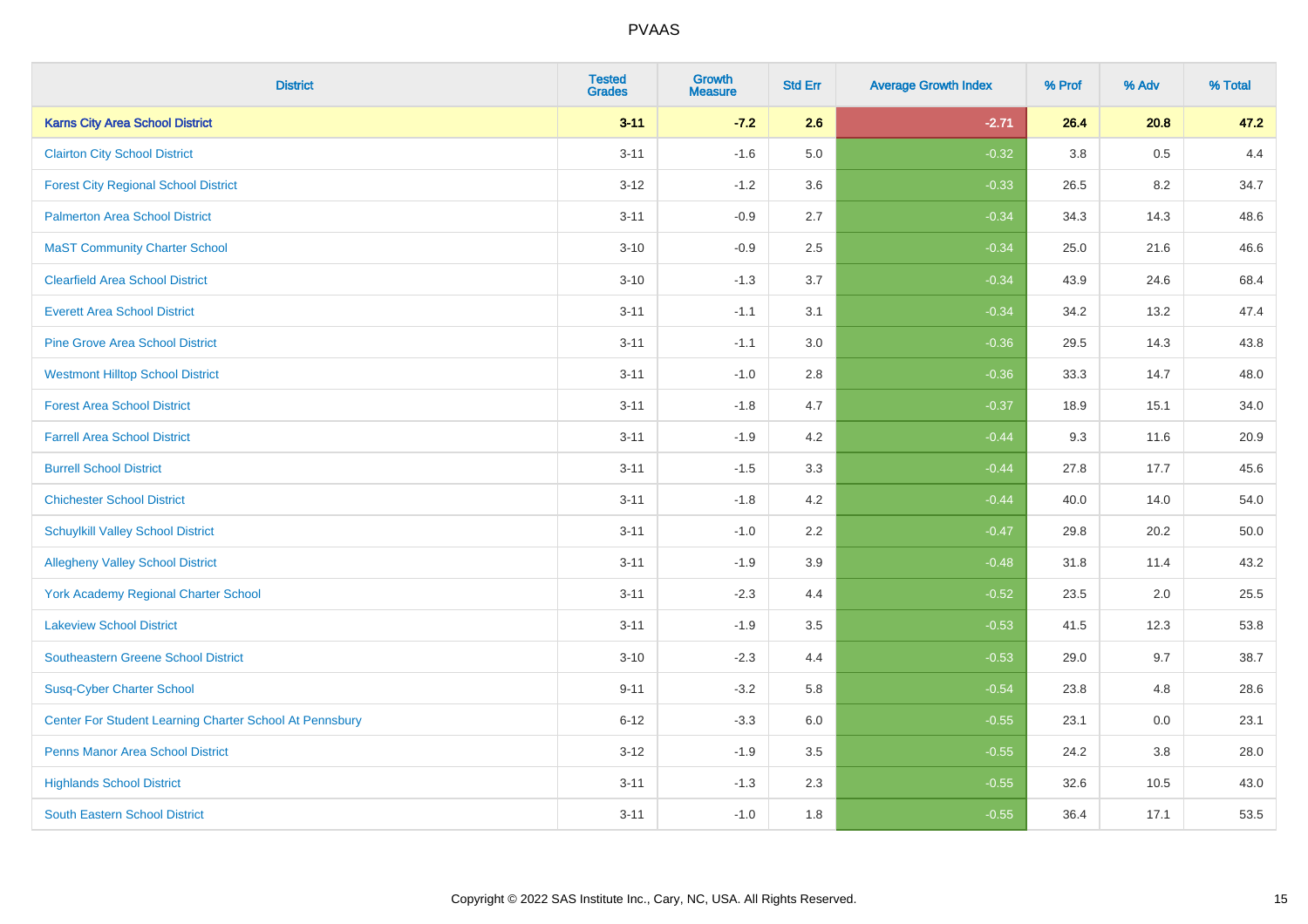# PVAAS

| District | Tested Grades | Growth Measure | Std Err | Average Growth Index | % Prof | % Adv | % Total |
|---|---|---|---|---|---|---|---|
| **Karns City Area School District** | **3-11** | **-7.2** | **2.6** | **-2.71** | **26.4** | **20.8** | **47.2** |
| Clairton City School District | 3-11 | -1.6 | 5.0 | -0.32 | 3.8 | 0.5 | 4.4 |
| Forest City Regional School District | 3-12 | -1.2 | 3.6 | -0.33 | 26.5 | 8.2 | 34.7 |
| Palmerton Area School District | 3-11 | -0.9 | 2.7 | -0.34 | 34.3 | 14.3 | 48.6 |
| MaST Community Charter School | 3-10 | -0.9 | 2.5 | -0.34 | 25.0 | 21.6 | 46.6 |
| Clearfield Area School District | 3-10 | -1.3 | 3.7 | -0.34 | 43.9 | 24.6 | 68.4 |
| Everett Area School District | 3-11 | -1.1 | 3.1 | -0.34 | 34.2 | 13.2 | 47.4 |
| Pine Grove Area School District | 3-11 | -1.1 | 3.0 | -0.36 | 29.5 | 14.3 | 43.8 |
| Westmont Hilltop School District | 3-11 | -1.0 | 2.8 | -0.36 | 33.3 | 14.7 | 48.0 |
| Forest Area School District | 3-11 | -1.8 | 4.7 | -0.37 | 18.9 | 15.1 | 34.0 |
| Farrell Area School District | 3-11 | -1.9 | 4.2 | -0.44 | 9.3 | 11.6 | 20.9 |
| Burrell School District | 3-11 | -1.5 | 3.3 | -0.44 | 27.8 | 17.7 | 45.6 |
| Chichester School District | 3-11 | -1.8 | 4.2 | -0.44 | 40.0 | 14.0 | 54.0 |
| Schuylkill Valley School District | 3-11 | -1.0 | 2.2 | -0.47 | 29.8 | 20.2 | 50.0 |
| Allegheny Valley School District | 3-11 | -1.9 | 3.9 | -0.48 | 31.8 | 11.4 | 43.2 |
| York Academy Regional Charter School | 3-11 | -2.3 | 4.4 | -0.52 | 23.5 | 2.0 | 25.5 |
| Lakeview School District | 3-11 | -1.9 | 3.5 | -0.53 | 41.5 | 12.3 | 53.8 |
| Southeastern Greene School District | 3-10 | -2.3 | 4.4 | -0.53 | 29.0 | 9.7 | 38.7 |
| Susq-Cyber Charter School | 9-11 | -3.2 | 5.8 | -0.54 | 23.8 | 4.8 | 28.6 |
| Center For Student Learning Charter School At Pennsbury | 6-12 | -3.3 | 6.0 | -0.55 | 23.1 | 0.0 | 23.1 |
| Penns Manor Area School District | 3-12 | -1.9 | 3.5 | -0.55 | 24.2 | 3.8 | 28.0 |
| Highlands School District | 3-11 | -1.3 | 2.3 | -0.55 | 32.6 | 10.5 | 43.0 |
| South Eastern School District | 3-11 | -1.0 | 1.8 | -0.55 | 36.4 | 17.1 | 53.5 |

Copyright © 2022 SAS Institute Inc., Cary, NC, USA. All Rights Reserved.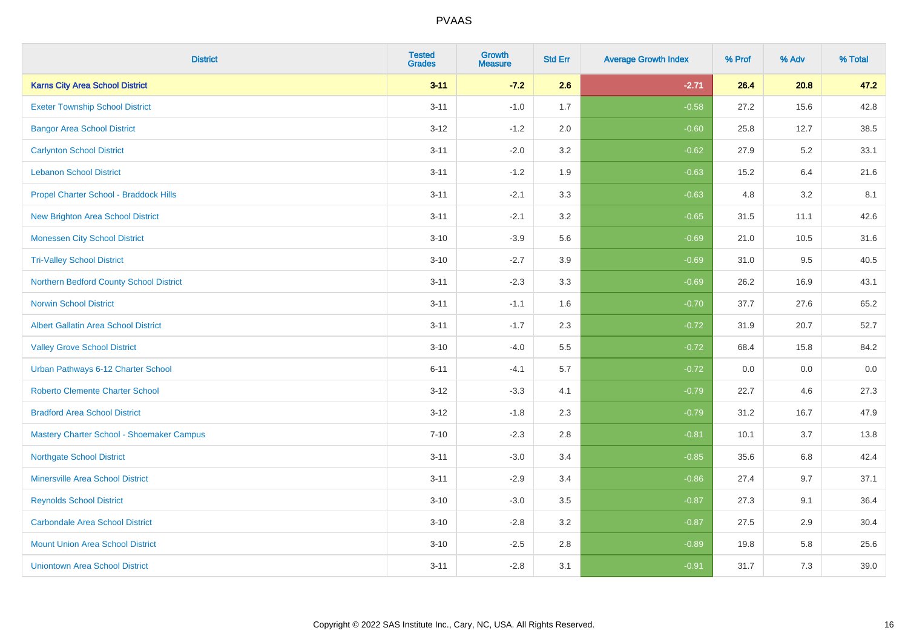# PVAAS

| District | Tested Grades | Growth Measure | Std Err | Average Growth Index | % Prof | % Adv | % Total |
|---|---|---|---|---|---|---|---|
| **Karns City Area School District** | **3-11** | **-7.2** | **2.6** | **-2.71** | **26.4** | **20.8** | **47.2** |
| Exeter Township School District | 3-11 | -1.0 | 1.7 | -0.58 | 27.2 | 15.6 | 42.8 |
| Bangor Area School District | 3-12 | -1.2 | 2.0 | -0.60 | 25.8 | 12.7 | 38.5 |
| Carlynton School District | 3-11 | -2.0 | 3.2 | -0.62 | 27.9 | 5.2 | 33.1 |
| Lebanon School District | 3-11 | -1.2 | 1.9 | -0.63 | 15.2 | 6.4 | 21.6 |
| Propel Charter School - Braddock Hills | 3-11 | -2.1 | 3.3 | -0.63 | 4.8 | 3.2 | 8.1 |
| New Brighton Area School District | 3-11 | -2.1 | 3.2 | -0.65 | 31.5 | 11.1 | 42.6 |
| Monessen City School District | 3-10 | -3.9 | 5.6 | -0.69 | 21.0 | 10.5 | 31.6 |
| Tri-Valley School District | 3-10 | -2.7 | 3.9 | -0.69 | 31.0 | 9.5 | 40.5 |
| Northern Bedford County School District | 3-11 | -2.3 | 3.3 | -0.69 | 26.2 | 16.9 | 43.1 |
| Norwin School District | 3-11 | -1.1 | 1.6 | -0.70 | 37.7 | 27.6 | 65.2 |
| Albert Gallatin Area School District | 3-11 | -1.7 | 2.3 | -0.72 | 31.9 | 20.7 | 52.7 |
| Valley Grove School District | 3-10 | -4.0 | 5.5 | -0.72 | 68.4 | 15.8 | 84.2 |
| Urban Pathways 6-12 Charter School | 6-11 | -4.1 | 5.7 | -0.72 | 0.0 | 0.0 | 0.0 |
| Roberto Clemente Charter School | 3-12 | -3.3 | 4.1 | -0.79 | 22.7 | 4.6 | 27.3 |
| Bradford Area School District | 3-12 | -1.8 | 2.3 | -0.79 | 31.2 | 16.7 | 47.9 |
| Mastery Charter School - Shoemaker Campus | 7-10 | -2.3 | 2.8 | -0.81 | 10.1 | 3.7 | 13.8 |
| Northgate School District | 3-11 | -3.0 | 3.4 | -0.85 | 35.6 | 6.8 | 42.4 |
| Minersville Area School District | 3-11 | -2.9 | 3.4 | -0.86 | 27.4 | 9.7 | 37.1 |
| Reynolds School District | 3-10 | -3.0 | 3.5 | -0.87 | 27.3 | 9.1 | 36.4 |
| Carbondale Area School District | 3-10 | -2.8 | 3.2 | -0.87 | 27.5 | 2.9 | 30.4 |
| Mount Union Area School District | 3-10 | -2.5 | 2.8 | -0.89 | 19.8 | 5.8 | 25.6 |
| Uniontown Area School District | 3-11 | -2.8 | 3.1 | -0.91 | 31.7 | 7.3 | 39.0 |

Copyright © 2022 SAS Institute Inc., Cary, NC, USA. All Rights Reserved.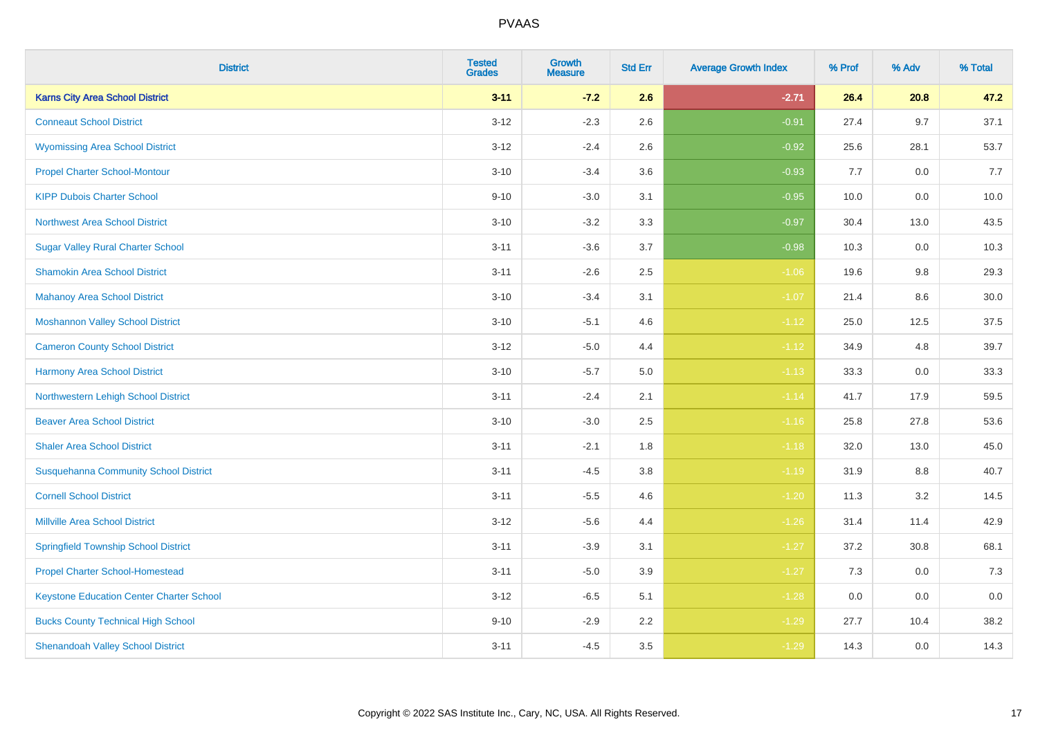# PVAAS

| District | Tested Grades | Growth Measure | Std Err | Average Growth Index | % Prof | % Adv | % Total |
|---|---|---|---|---|---|---|---|
| **Karns City Area School District** | **3-11** | **-7.2** | **2.6** | **-2.71** | **26.4** | **20.8** | **47.2** |
| Conneaut School District | 3-12 | -2.3 | 2.6 | -0.91 | 27.4 | 9.7 | 37.1 |
| Wyomissing Area School District | 3-12 | -2.4 | 2.6 | -0.92 | 25.6 | 28.1 | 53.7 |
| Propel Charter School-Montour | 3-10 | -3.4 | 3.6 | -0.93 | 7.7 | 0.0 | 7.7 |
| KIPP Dubois Charter School | 9-10 | -3.0 | 3.1 | -0.95 | 10.0 | 0.0 | 10.0 |
| Northwest Area School District | 3-10 | -3.2 | 3.3 | -0.97 | 30.4 | 13.0 | 43.5 |
| Sugar Valley Rural Charter School | 3-11 | -3.6 | 3.7 | -0.98 | 10.3 | 0.0 | 10.3 |
| Shamokin Area School District | 3-11 | -2.6 | 2.5 | -1.06 | 19.6 | 9.8 | 29.3 |
| Mahanoy Area School District | 3-10 | -3.4 | 3.1 | -1.07 | 21.4 | 8.6 | 30.0 |
| Moshannon Valley School District | 3-10 | -5.1 | 4.6 | -1.12 | 25.0 | 12.5 | 37.5 |
| Cameron County School District | 3-12 | -5.0 | 4.4 | -1.12 | 34.9 | 4.8 | 39.7 |
| Harmony Area School District | 3-10 | -5.7 | 5.0 | -1.13 | 33.3 | 0.0 | 33.3 |
| Northwestern Lehigh School District | 3-11 | -2.4 | 2.1 | -1.14 | 41.7 | 17.9 | 59.5 |
| Beaver Area School District | 3-10 | -3.0 | 2.5 | -1.16 | 25.8 | 27.8 | 53.6 |
| Shaler Area School District | 3-11 | -2.1 | 1.8 | -1.18 | 32.0 | 13.0 | 45.0 |
| Susquehanna Community School District | 3-11 | -4.5 | 3.8 | -1.19 | 31.9 | 8.8 | 40.7 |
| Cornell School District | 3-11 | -5.5 | 4.6 | -1.20 | 11.3 | 3.2 | 14.5 |
| Millville Area School District | 3-12 | -5.6 | 4.4 | -1.26 | 31.4 | 11.4 | 42.9 |
| Springfield Township School District | 3-11 | -3.9 | 3.1 | -1.27 | 37.2 | 30.8 | 68.1 |
| Propel Charter School-Homestead | 3-11 | -5.0 | 3.9 | -1.27 | 7.3 | 0.0 | 7.3 |
| Keystone Education Center Charter School | 3-12 | -6.5 | 5.1 | -1.28 | 0.0 | 0.0 | 0.0 |
| Bucks County Technical High School | 9-10 | -2.9 | 2.2 | -1.29 | 27.7 | 10.4 | 38.2 |
| Shenandoah Valley School District | 3-11 | -4.5 | 3.5 | -1.29 | 14.3 | 0.0 | 14.3 |

Copyright © 2022 SAS Institute Inc., Cary, NC, USA. All Rights Reserved.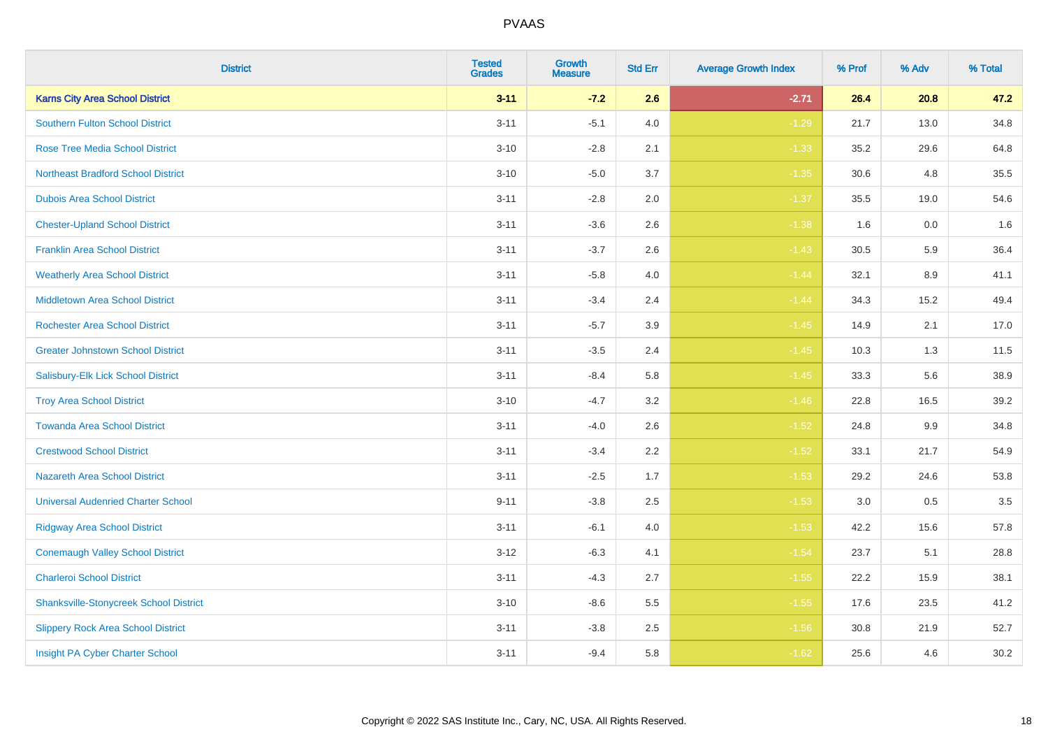| District | Tested Grades | Growth Measure | Std Err | Average Growth Index | % Prof | % Adv | % Total |
|---|---|---|---|---|---|---|---|
| **Karns City Area School District** | **3-11** | **-7.2** | **2.6** | **-2.71** | **26.4** | **20.8** | **47.2** |
| Southern Fulton School District | 3-11 | -5.1 | 4.0 | -1.29 | 21.7 | 13.0 | 34.8 |
| Rose Tree Media School District | 3-10 | -2.8 | 2.1 | -1.33 | 35.2 | 29.6 | 64.8 |
| Northeast Bradford School District | 3-10 | -5.0 | 3.7 | -1.35 | 30.6 | 4.8 | 35.5 |
| Dubois Area School District | 3-11 | -2.8 | 2.0 | -1.37 | 35.5 | 19.0 | 54.6 |
| Chester-Upland School District | 3-11 | -3.6 | 2.6 | -1.38 | 1.6 | 0.0 | 1.6 |
| Franklin Area School District | 3-11 | -3.7 | 2.6 | -1.43 | 30.5 | 5.9 | 36.4 |
| Weatherly Area School District | 3-11 | -5.8 | 4.0 | -1.44 | 32.1 | 8.9 | 41.1 |
| Middletown Area School District | 3-11 | -3.4 | 2.4 | -1.44 | 34.3 | 15.2 | 49.4 |
| Rochester Area School District | 3-11 | -5.7 | 3.9 | -1.45 | 14.9 | 2.1 | 17.0 |
| Greater Johnstown School District | 3-11 | -3.5 | 2.4 | -1.45 | 10.3 | 1.3 | 11.5 |
| Salisbury-Elk Lick School District | 3-11 | -8.4 | 5.8 | -1.45 | 33.3 | 5.6 | 38.9 |
| Troy Area School District | 3-10 | -4.7 | 3.2 | -1.46 | 22.8 | 16.5 | 39.2 |
| Towanda Area School District | 3-11 | -4.0 | 2.6 | -1.52 | 24.8 | 9.9 | 34.8 |
| Crestwood School District | 3-11 | -3.4 | 2.2 | -1.52 | 33.1 | 21.7 | 54.9 |
| Nazareth Area School District | 3-11 | -2.5 | 1.7 | -1.53 | 29.2 | 24.6 | 53.8 |
| Universal Audenried Charter School | 9-11 | -3.8 | 2.5 | -1.53 | 3.0 | 0.5 | 3.5 |
| Ridgway Area School District | 3-11 | -6.1 | 4.0 | -1.53 | 42.2 | 15.6 | 57.8 |
| Conemaugh Valley School District | 3-12 | -6.3 | 4.1 | -1.54 | 23.7 | 5.1 | 28.8 |
| Charleroi School District | 3-11 | -4.3 | 2.7 | -1.55 | 22.2 | 15.9 | 38.1 |
| Shanksville-Stonycreek School District | 3-10 | -8.6 | 5.5 | -1.55 | 17.6 | 23.5 | 41.2 |
| Slippery Rock Area School District | 3-11 | -3.8 | 2.5 | -1.56 | 30.8 | 21.9 | 52.7 |
| Insight PA Cyber Charter School | 3-11 | -9.4 | 5.8 | -1.62 | 25.6 | 4.6 | 30.2 |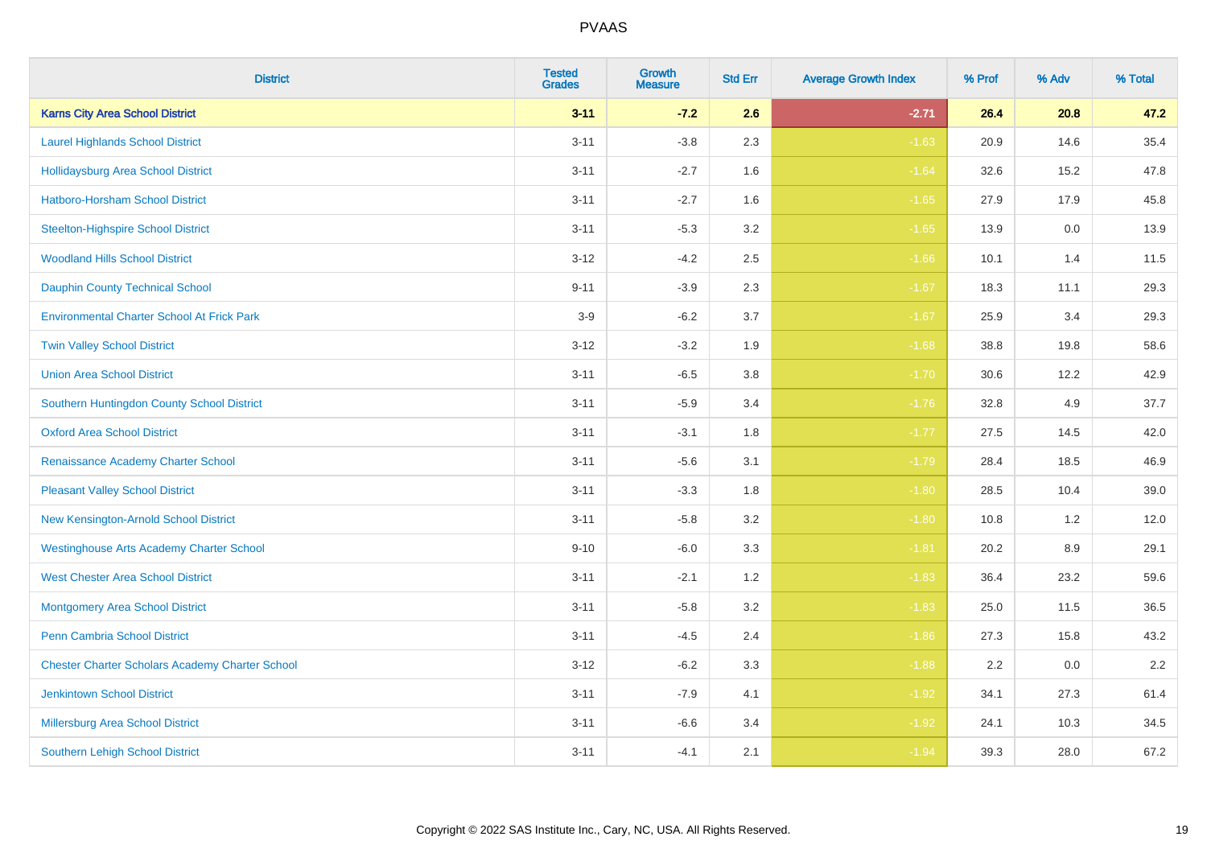# PVAAS

| District | Tested Grades | Growth Measure | Std Err | Average Growth Index | % Prof | % Adv | % Total |
|---|---|---|---|---|---|---|---|
| **Karns City Area School District** | **3-11** | **-7.2** | **2.6** | **-2.71** | **26.4** | **20.8** | **47.2** |
| Laurel Highlands School District | 3-11 | -3.8 | 2.3 | -1.63 | 20.9 | 14.6 | 35.4 |
| Hollidaysburg Area School District | 3-11 | -2.7 | 1.6 | -1.64 | 32.6 | 15.2 | 47.8 |
| Hatboro-Horsham School District | 3-11 | -2.7 | 1.6 | -1.65 | 27.9 | 17.9 | 45.8 |
| Steelton-Highspire School District | 3-11 | -5.3 | 3.2 | -1.65 | 13.9 | 0.0 | 13.9 |
| Woodland Hills School District | 3-12 | -4.2 | 2.5 | -1.66 | 10.1 | 1.4 | 11.5 |
| Dauphin County Technical School | 9-11 | -3.9 | 2.3 | -1.67 | 18.3 | 11.1 | 29.3 |
| Environmental Charter School At Frick Park | 3-9 | -6.2 | 3.7 | -1.67 | 25.9 | 3.4 | 29.3 |
| Twin Valley School District | 3-12 | -3.2 | 1.9 | -1.68 | 38.8 | 19.8 | 58.6 |
| Union Area School District | 3-11 | -6.5 | 3.8 | -1.70 | 30.6 | 12.2 | 42.9 |
| Southern Huntingdon County School District | 3-11 | -5.9 | 3.4 | -1.76 | 32.8 | 4.9 | 37.7 |
| Oxford Area School District | 3-11 | -3.1 | 1.8 | -1.77 | 27.5 | 14.5 | 42.0 |
| Renaissance Academy Charter School | 3-11 | -5.6 | 3.1 | -1.79 | 28.4 | 18.5 | 46.9 |
| Pleasant Valley School District | 3-11 | -3.3 | 1.8 | -1.80 | 28.5 | 10.4 | 39.0 |
| New Kensington-Arnold School District | 3-11 | -5.8 | 3.2 | -1.80 | 10.8 | 1.2 | 12.0 |
| Westinghouse Arts Academy Charter School | 9-10 | -6.0 | 3.3 | -1.81 | 20.2 | 8.9 | 29.1 |
| West Chester Area School District | 3-11 | -2.1 | 1.2 | -1.83 | 36.4 | 23.2 | 59.6 |
| Montgomery Area School District | 3-11 | -5.8 | 3.2 | -1.83 | 25.0 | 11.5 | 36.5 |
| Penn Cambria School District | 3-11 | -4.5 | 2.4 | -1.86 | 27.3 | 15.8 | 43.2 |
| Chester Charter Scholars Academy Charter School | 3-12 | -6.2 | 3.3 | -1.88 | 2.2 | 0.0 | 2.2 |
| Jenkintown School District | 3-11 | -7.9 | 4.1 | -1.92 | 34.1 | 27.3 | 61.4 |
| Millersburg Area School District | 3-11 | -6.6 | 3.4 | -1.92 | 24.1 | 10.3 | 34.5 |
| Southern Lehigh School District | 3-11 | -4.1 | 2.1 | -1.94 | 39.3 | 28.0 | 67.2 |

Copyright © 2022 SAS Institute Inc., Cary, NC, USA. All Rights Reserved.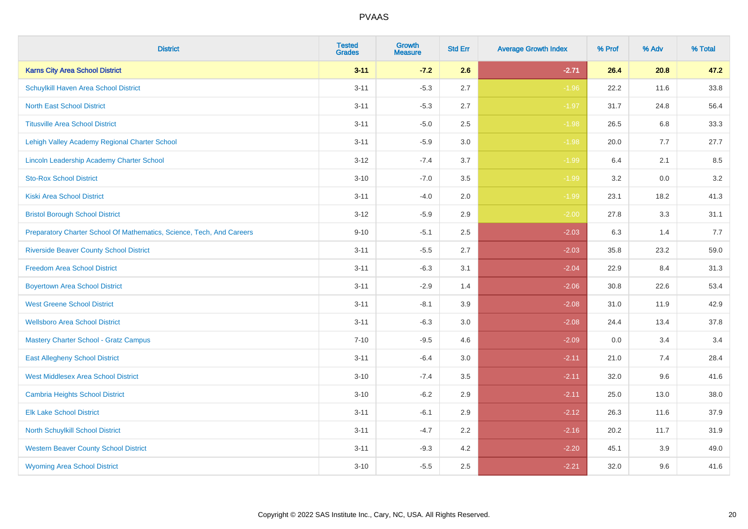# PVAAS

| District | Tested Grades | Growth Measure | Std Err | Average Growth Index | % Prof | % Adv | % Total |
|---|---|---|---|---|---|---|---|
| **Karns City Area School District** | **3-11** | **-7.2** | **2.6** | **-2.71** | **26.4** | **20.8** | **47.2** |
| Schuylkill Haven Area School District | 3-11 | -5.3 | 2.7 | -1.96 | 22.2 | 11.6 | 33.8 |
| North East School District | 3-11 | -5.3 | 2.7 | -1.97 | 31.7 | 24.8 | 56.4 |
| Titusville Area School District | 3-11 | -5.0 | 2.5 | -1.98 | 26.5 | 6.8 | 33.3 |
| Lehigh Valley Academy Regional Charter School | 3-11 | -5.9 | 3.0 | -1.98 | 20.0 | 7.7 | 27.7 |
| Lincoln Leadership Academy Charter School | 3-12 | -7.4 | 3.7 | -1.99 | 6.4 | 2.1 | 8.5 |
| Sto-Rox School District | 3-10 | -7.0 | 3.5 | -1.99 | 3.2 | 0.0 | 3.2 |
| Kiski Area School District | 3-11 | -4.0 | 2.0 | -1.99 | 23.1 | 18.2 | 41.3 |
| Bristol Borough School District | 3-12 | -5.9 | 2.9 | -2.00 | 27.8 | 3.3 | 31.1 |
| Preparatory Charter School Of Mathematics, Science, Tech, And Careers | 9-10 | -5.1 | 2.5 | -2.03 | 6.3 | 1.4 | 7.7 |
| Riverside Beaver County School District | 3-11 | -5.5 | 2.7 | -2.03 | 35.8 | 23.2 | 59.0 |
| Freedom Area School District | 3-11 | -6.3 | 3.1 | -2.04 | 22.9 | 8.4 | 31.3 |
| Boyertown Area School District | 3-11 | -2.9 | 1.4 | -2.06 | 30.8 | 22.6 | 53.4 |
| West Greene School District | 3-11 | -8.1 | 3.9 | -2.08 | 31.0 | 11.9 | 42.9 |
| Wellsboro Area School District | 3-11 | -6.3 | 3.0 | -2.08 | 24.4 | 13.4 | 37.8 |
| Mastery Charter School - Gratz Campus | 7-10 | -9.5 | 4.6 | -2.09 | 0.0 | 3.4 | 3.4 |
| East Allegheny School District | 3-11 | -6.4 | 3.0 | -2.11 | 21.0 | 7.4 | 28.4 |
| West Middlesex Area School District | 3-10 | -7.4 | 3.5 | -2.11 | 32.0 | 9.6 | 41.6 |
| Cambria Heights School District | 3-10 | -6.2 | 2.9 | -2.11 | 25.0 | 13.0 | 38.0 |
| Elk Lake School District | 3-11 | -6.1 | 2.9 | -2.12 | 26.3 | 11.6 | 37.9 |
| North Schuylkill School District | 3-11 | -4.7 | 2.2 | -2.16 | 20.2 | 11.7 | 31.9 |
| Western Beaver County School District | 3-11 | -9.3 | 4.2 | -2.20 | 45.1 | 3.9 | 49.0 |
| Wyoming Area School District | 3-10 | -5.5 | 2.5 | -2.21 | 32.0 | 9.6 | 41.6 |

Copyright © 2022 SAS Institute Inc., Cary, NC, USA. All Rights Reserved.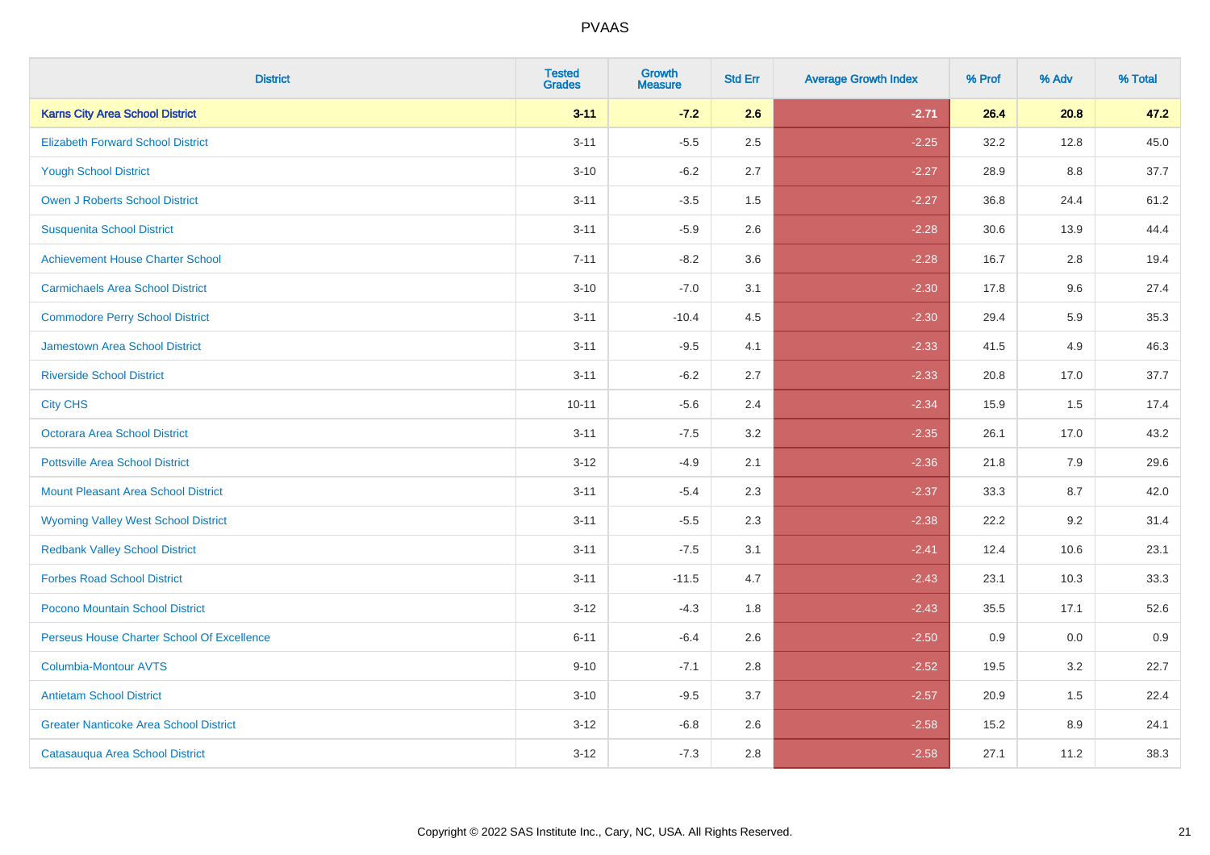PVAAS

| District | Tested Grades | Growth Measure | Std Err | Average Growth Index | % Prof | % Adv | % Total |
|---|---|---|---|---|---|---|---|
| **Karns City Area School District** | **3-11** | **-7.2** | **2.6** | **-2.71** | **26.4** | **20.8** | **47.2** |
| Elizabeth Forward School District | 3-11 | -5.5 | 2.5 | -2.25 | 32.2 | 12.8 | 45.0 |
| Yough School District | 3-10 | -6.2 | 2.7 | -2.27 | 28.9 | 8.8 | 37.7 |
| Owen J Roberts School District | 3-11 | -3.5 | 1.5 | -2.27 | 36.8 | 24.4 | 61.2 |
| Susquenita School District | 3-11 | -5.9 | 2.6 | -2.28 | 30.6 | 13.9 | 44.4 |
| Achievement House Charter School | 7-11 | -8.2 | 3.6 | -2.28 | 16.7 | 2.8 | 19.4 |
| Carmichaels Area School District | 3-10 | -7.0 | 3.1 | -2.30 | 17.8 | 9.6 | 27.4 |
| Commodore Perry School District | 3-11 | -10.4 | 4.5 | -2.30 | 29.4 | 5.9 | 35.3 |
| Jamestown Area School District | 3-11 | -9.5 | 4.1 | -2.33 | 41.5 | 4.9 | 46.3 |
| Riverside School District | 3-11 | -6.2 | 2.7 | -2.33 | 20.8 | 17.0 | 37.7 |
| City CHS | 10-11 | -5.6 | 2.4 | -2.34 | 15.9 | 1.5 | 17.4 |
| Octorara Area School District | 3-11 | -7.5 | 3.2 | -2.35 | 26.1 | 17.0 | 43.2 |
| Pottsville Area School District | 3-12 | -4.9 | 2.1 | -2.36 | 21.8 | 7.9 | 29.6 |
| Mount Pleasant Area School District | 3-11 | -5.4 | 2.3 | -2.37 | 33.3 | 8.7 | 42.0 |
| Wyoming Valley West School District | 3-11 | -5.5 | 2.3 | -2.38 | 22.2 | 9.2 | 31.4 |
| Redbank Valley School District | 3-11 | -7.5 | 3.1 | -2.41 | 12.4 | 10.6 | 23.1 |
| Forbes Road School District | 3-11 | -11.5 | 4.7 | -2.43 | 23.1 | 10.3 | 33.3 |
| Pocono Mountain School District | 3-12 | -4.3 | 1.8 | -2.43 | 35.5 | 17.1 | 52.6 |
| Perseus House Charter School Of Excellence | 6-11 | -6.4 | 2.6 | -2.50 | 0.9 | 0.0 | 0.9 |
| Columbia-Montour AVTS | 9-10 | -7.1 | 2.8 | -2.52 | 19.5 | 3.2 | 22.7 |
| Antietam School District | 3-10 | -9.5 | 3.7 | -2.57 | 20.9 | 1.5 | 22.4 |
| Greater Nanticoke Area School District | 3-12 | -6.8 | 2.6 | -2.58 | 15.2 | 8.9 | 24.1 |
| Catasauqua Area School District | 3-12 | -7.3 | 2.8 | -2.58 | 27.1 | 11.2 | 38.3 |

Copyright © 2022 SAS Institute Inc., Cary, NC, USA. All Rights Reserved.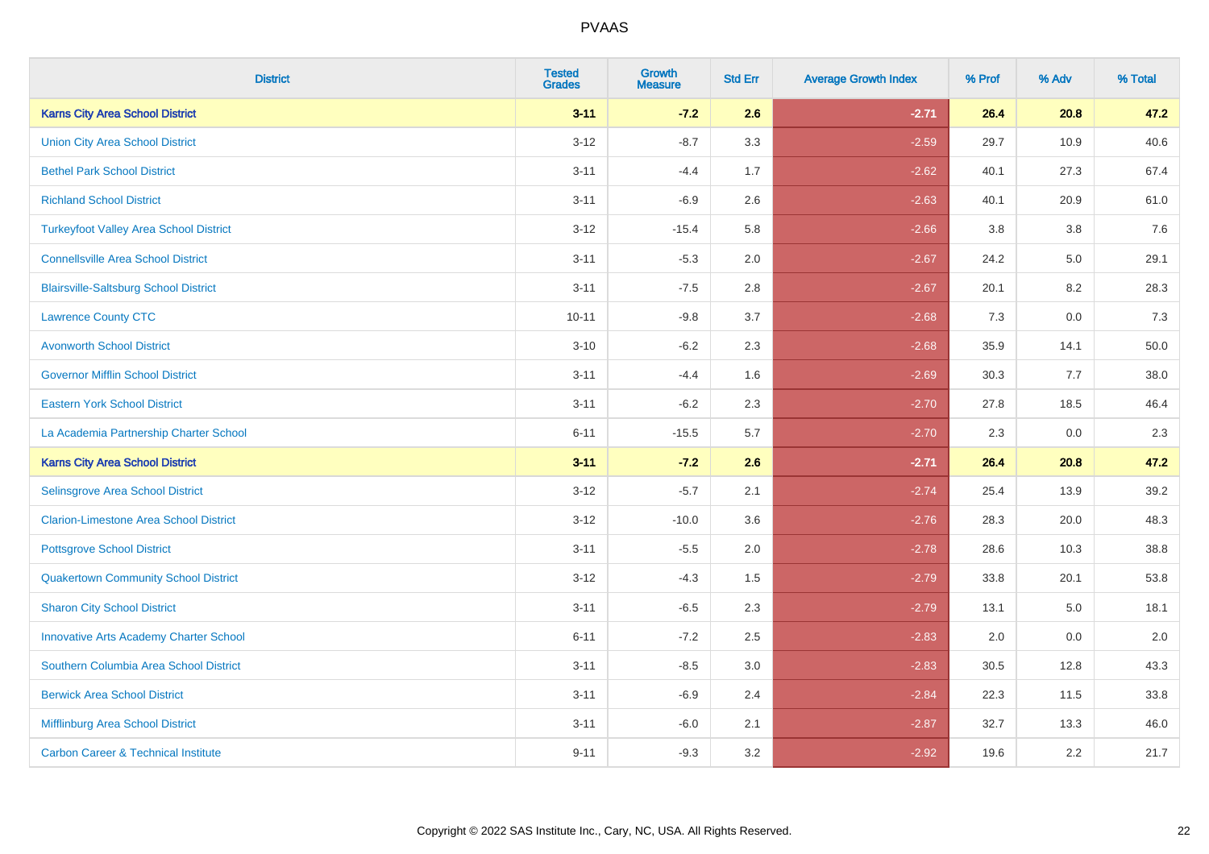# PVAAS

| District | Tested Grades | Growth Measure | Std Err | Average Growth Index | % Prof | % Adv | % Total |
|---|---|---|---|---|---|---|---|
| **Karns City Area School District** | **3-11** | **-7.2** | **2.6** | **-2.71** | **26.4** | **20.8** | **47.2** |
| Union City Area School District | 3-12 | -8.7 | 3.3 | -2.59 | 29.7 | 10.9 | 40.6 |
| Bethel Park School District | 3-11 | -4.4 | 1.7 | -2.62 | 40.1 | 27.3 | 67.4 |
| Richland School District | 3-11 | -6.9 | 2.6 | -2.63 | 40.1 | 20.9 | 61.0 |
| Turkeyfoot Valley Area School District | 3-12 | -15.4 | 5.8 | -2.66 | 3.8 | 3.8 | 7.6 |
| Connellsville Area School District | 3-11 | -5.3 | 2.0 | -2.67 | 24.2 | 5.0 | 29.1 |
| Blairsville-Saltsburg School District | 3-11 | -7.5 | 2.8 | -2.67 | 20.1 | 8.2 | 28.3 |
| Lawrence County CTC | 10-11 | -9.8 | 3.7 | -2.68 | 7.3 | 0.0 | 7.3 |
| Avonworth School District | 3-10 | -6.2 | 2.3 | -2.68 | 35.9 | 14.1 | 50.0 |
| Governor Mifflin School District | 3-11 | -4.4 | 1.6 | -2.69 | 30.3 | 7.7 | 38.0 |
| Eastern York School District | 3-11 | -6.2 | 2.3 | -2.70 | 27.8 | 18.5 | 46.4 |
| La Academia Partnership Charter School | 6-11 | -15.5 | 5.7 | -2.70 | 2.3 | 0.0 | 2.3 |
| **Karns City Area School District** | **3-11** | **-7.2** | **2.6** | **-2.71** | **26.4** | **20.8** | **47.2** |
| Selinsgrove Area School District | 3-12 | -5.7 | 2.1 | -2.74 | 25.4 | 13.9 | 39.2 |
| Clarion-Limestone Area School District | 3-12 | -10.0 | 3.6 | -2.76 | 28.3 | 20.0 | 48.3 |
| Pottsgrove School District | 3-11 | -5.5 | 2.0 | -2.78 | 28.6 | 10.3 | 38.8 |
| Quakertown Community School District | 3-12 | -4.3 | 1.5 | -2.79 | 33.8 | 20.1 | 53.8 |
| Sharon City School District | 3-11 | -6.5 | 2.3 | -2.79 | 13.1 | 5.0 | 18.1 |
| Innovative Arts Academy Charter School | 6-11 | -7.2 | 2.5 | -2.83 | 2.0 | 0.0 | 2.0 |
| Southern Columbia Area School District | 3-11 | -8.5 | 3.0 | -2.83 | 30.5 | 12.8 | 43.3 |
| Berwick Area School District | 3-11 | -6.9 | 2.4 | -2.84 | 22.3 | 11.5 | 33.8 |
| Mifflinburg Area School District | 3-11 | -6.0 | 2.1 | -2.87 | 32.7 | 13.3 | 46.0 |
| Carbon Career & Technical Institute | 9-11 | -9.3 | 3.2 | -2.92 | 19.6 | 2.2 | 21.7 |

Copyright © 2022 SAS Institute Inc., Cary, NC, USA. All Rights Reserved.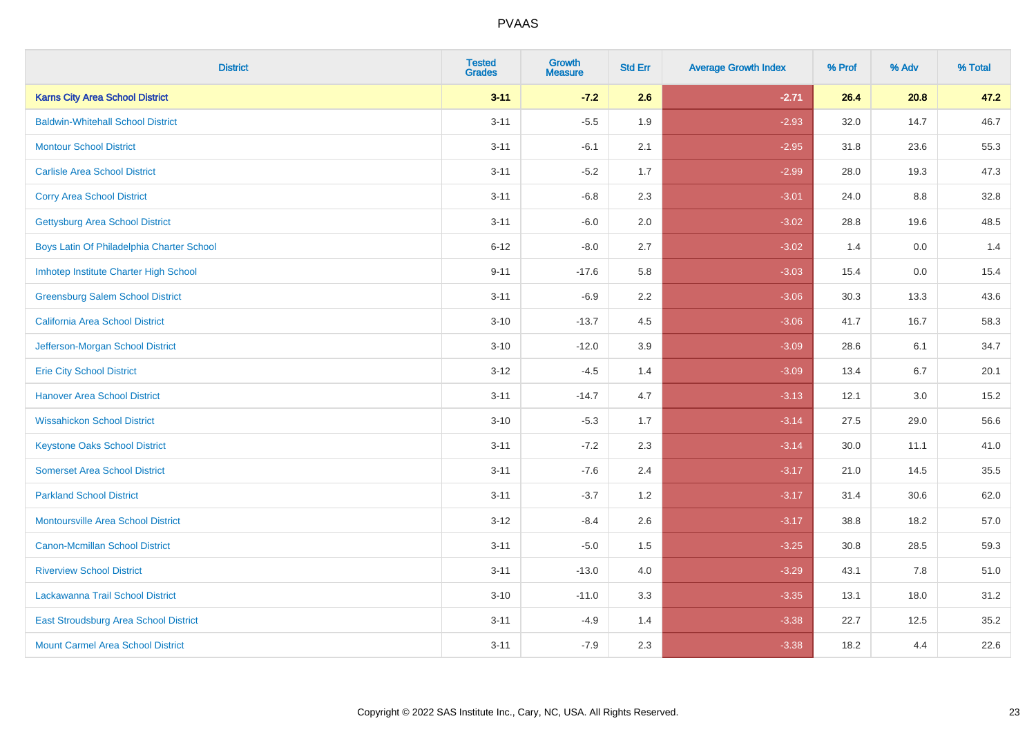# PVAAS

| District | Tested Grades | Growth Measure | Std Err | Average Growth Index | % Prof | % Adv | % Total |
|---|---|---|---|---|---|---|---|
| **Karns City Area School District** | **3-11** | **-7.2** | **2.6** | **-2.71** | **26.4** | **20.8** | **47.2** |
| Baldwin-Whitehall School District | 3-11 | -5.5 | 1.9 | -2.93 | 32.0 | 14.7 | 46.7 |
| Montour School District | 3-11 | -6.1 | 2.1 | -2.95 | 31.8 | 23.6 | 55.3 |
| Carlisle Area School District | 3-11 | -5.2 | 1.7 | -2.99 | 28.0 | 19.3 | 47.3 |
| Corry Area School District | 3-11 | -6.8 | 2.3 | -3.01 | 24.0 | 8.8 | 32.8 |
| Gettysburg Area School District | 3-11 | -6.0 | 2.0 | -3.02 | 28.8 | 19.6 | 48.5 |
| Boys Latin Of Philadelphia Charter School | 6-12 | -8.0 | 2.7 | -3.02 | 1.4 | 0.0 | 1.4 |
| Imhotep Institute Charter High School | 9-11 | -17.6 | 5.8 | -3.03 | 15.4 | 0.0 | 15.4 |
| Greensburg Salem School District | 3-11 | -6.9 | 2.2 | -3.06 | 30.3 | 13.3 | 43.6 |
| California Area School District | 3-10 | -13.7 | 4.5 | -3.06 | 41.7 | 16.7 | 58.3 |
| Jefferson-Morgan School District | 3-10 | -12.0 | 3.9 | -3.09 | 28.6 | 6.1 | 34.7 |
| Erie City School District | 3-12 | -4.5 | 1.4 | -3.09 | 13.4 | 6.7 | 20.1 |
| Hanover Area School District | 3-11 | -14.7 | 4.7 | -3.13 | 12.1 | 3.0 | 15.2 |
| Wissahickon School District | 3-10 | -5.3 | 1.7 | -3.14 | 27.5 | 29.0 | 56.6 |
| Keystone Oaks School District | 3-11 | -7.2 | 2.3 | -3.14 | 30.0 | 11.1 | 41.0 |
| Somerset Area School District | 3-11 | -7.6 | 2.4 | -3.17 | 21.0 | 14.5 | 35.5 |
| Parkland School District | 3-11 | -3.7 | 1.2 | -3.17 | 31.4 | 30.6 | 62.0 |
| Montoursville Area School District | 3-12 | -8.4 | 2.6 | -3.17 | 38.8 | 18.2 | 57.0 |
| Canon-Mcmillan School District | 3-11 | -5.0 | 1.5 | -3.25 | 30.8 | 28.5 | 59.3 |
| Riverview School District | 3-11 | -13.0 | 4.0 | -3.29 | 43.1 | 7.8 | 51.0 |
| Lackawanna Trail School District | 3-10 | -11.0 | 3.3 | -3.35 | 13.1 | 18.0 | 31.2 |
| East Stroudsburg Area School District | 3-11 | -4.9 | 1.4 | -3.38 | 22.7 | 12.5 | 35.2 |
| Mount Carmel Area School District | 3-11 | -7.9 | 2.3 | -3.38 | 18.2 | 4.4 | 22.6 |

Copyright © 2022 SAS Institute Inc., Cary, NC, USA. All Rights Reserved.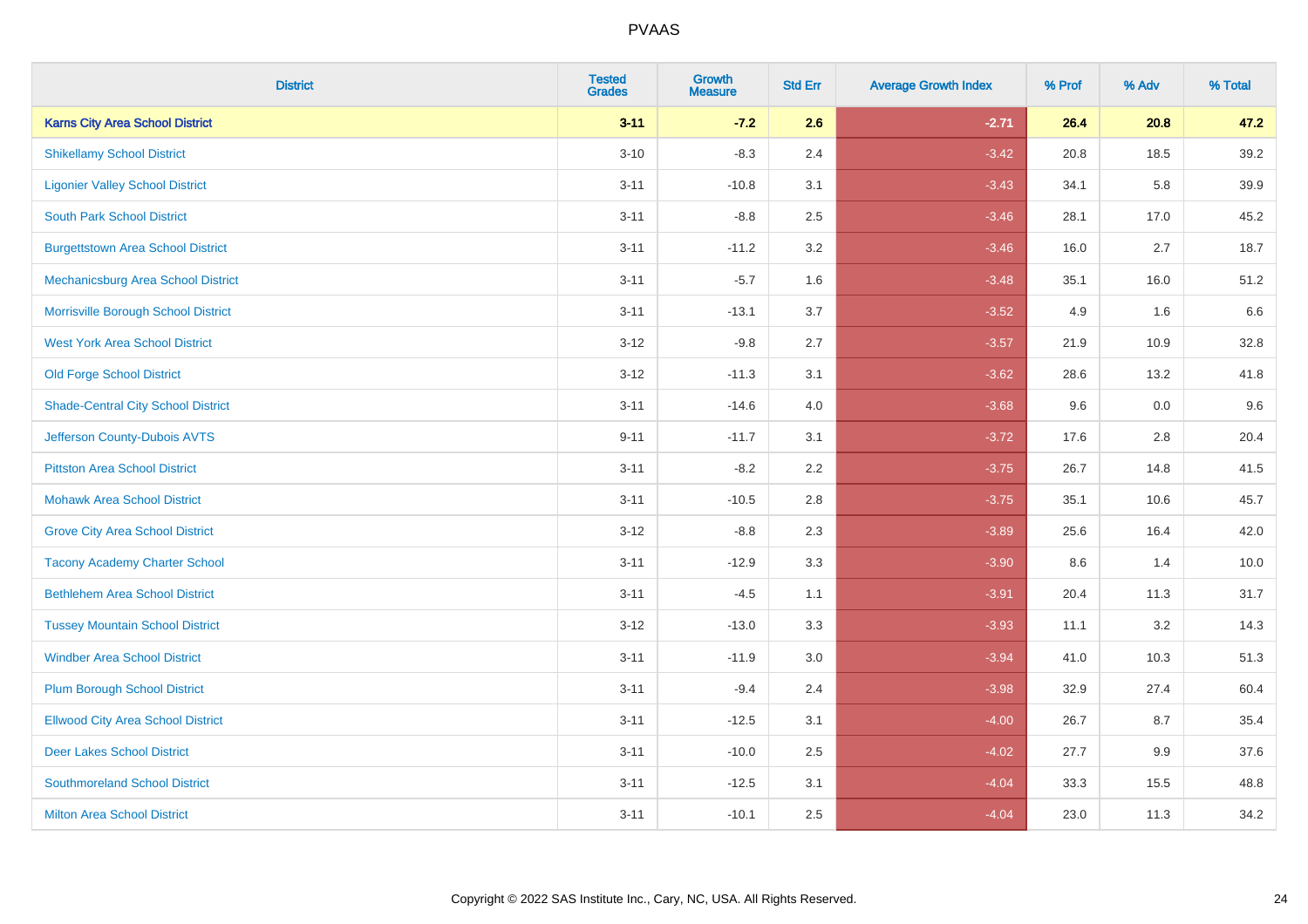# PVAAS

| District | Tested Grades | Growth Measure | Std Err | Average Growth Index | % Prof | % Adv | % Total |
|---|---|---|---|---|---|---|---|
| **Karns City Area School District** | **3-11** | **-7.2** | **2.6** | **-2.71** | **26.4** | **20.8** | **47.2** |
| Shikellamy School District | 3-10 | -8.3 | 2.4 | -3.42 | 20.8 | 18.5 | 39.2 |
| Ligonier Valley School District | 3-11 | -10.8 | 3.1 | -3.43 | 34.1 | 5.8 | 39.9 |
| South Park School District | 3-11 | -8.8 | 2.5 | -3.46 | 28.1 | 17.0 | 45.2 |
| Burgettstown Area School District | 3-11 | -11.2 | 3.2 | -3.46 | 16.0 | 2.7 | 18.7 |
| Mechanicsburg Area School District | 3-11 | -5.7 | 1.6 | -3.48 | 35.1 | 16.0 | 51.2 |
| Morrisville Borough School District | 3-11 | -13.1 | 3.7 | -3.52 | 4.9 | 1.6 | 6.6 |
| West York Area School District | 3-12 | -9.8 | 2.7 | -3.57 | 21.9 | 10.9 | 32.8 |
| Old Forge School District | 3-12 | -11.3 | 3.1 | -3.62 | 28.6 | 13.2 | 41.8 |
| Shade-Central City School District | 3-11 | -14.6 | 4.0 | -3.68 | 9.6 | 0.0 | 9.6 |
| Jefferson County-Dubois AVTS | 9-11 | -11.7 | 3.1 | -3.72 | 17.6 | 2.8 | 20.4 |
| Pittston Area School District | 3-11 | -8.2 | 2.2 | -3.75 | 26.7 | 14.8 | 41.5 |
| Mohawk Area School District | 3-11 | -10.5 | 2.8 | -3.75 | 35.1 | 10.6 | 45.7 |
| Grove City Area School District | 3-12 | -8.8 | 2.3 | -3.89 | 25.6 | 16.4 | 42.0 |
| Tacony Academy Charter School | 3-11 | -12.9 | 3.3 | -3.90 | 8.6 | 1.4 | 10.0 |
| Bethlehem Area School District | 3-11 | -4.5 | 1.1 | -3.91 | 20.4 | 11.3 | 31.7 |
| Tussey Mountain School District | 3-12 | -13.0 | 3.3 | -3.93 | 11.1 | 3.2 | 14.3 |
| Windber Area School District | 3-11 | -11.9 | 3.0 | -3.94 | 41.0 | 10.3 | 51.3 |
| Plum Borough School District | 3-11 | -9.4 | 2.4 | -3.98 | 32.9 | 27.4 | 60.4 |
| Ellwood City Area School District | 3-11 | -12.5 | 3.1 | -4.00 | 26.7 | 8.7 | 35.4 |
| Deer Lakes School District | 3-11 | -10.0 | 2.5 | -4.02 | 27.7 | 9.9 | 37.6 |
| Southmoreland School District | 3-11 | -12.5 | 3.1 | -4.04 | 33.3 | 15.5 | 48.8 |
| Milton Area School District | 3-11 | -10.1 | 2.5 | -4.04 | 23.0 | 11.3 | 34.2 |

Copyright © 2022 SAS Institute Inc., Cary, NC, USA. All Rights Reserved.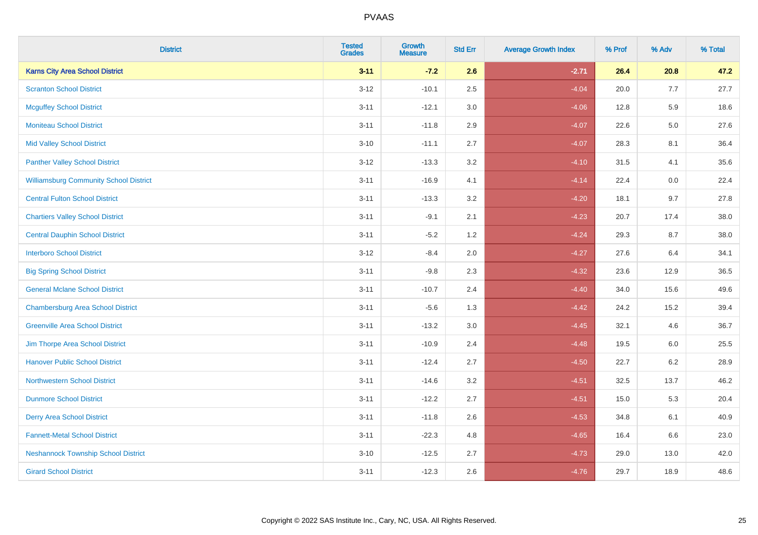# PVAAS

| District | Tested Grades | Growth Measure | Std Err | Average Growth Index | % Prof | % Adv | % Total |
|---|---|---|---|---|---|---|---|
| **Karns City Area School District** | **3-11** | **-7.2** | **2.6** | **-2.71** | **26.4** | **20.8** | **47.2** |
| Scranton School District | 3-12 | -10.1 | 2.5 | -4.04 | 20.0 | 7.7 | 27.7 |
| Mcguffey School District | 3-11 | -12.1 | 3.0 | -4.06 | 12.8 | 5.9 | 18.6 |
| Moniteau School District | 3-11 | -11.8 | 2.9 | -4.07 | 22.6 | 5.0 | 27.6 |
| Mid Valley School District | 3-10 | -11.1 | 2.7 | -4.07 | 28.3 | 8.1 | 36.4 |
| Panther Valley School District | 3-12 | -13.3 | 3.2 | -4.10 | 31.5 | 4.1 | 35.6 |
| Williamsburg Community School District | 3-11 | -16.9 | 4.1 | -4.14 | 22.4 | 0.0 | 22.4 |
| Central Fulton School District | 3-11 | -13.3 | 3.2 | -4.20 | 18.1 | 9.7 | 27.8 |
| Chartiers Valley School District | 3-11 | -9.1 | 2.1 | -4.23 | 20.7 | 17.4 | 38.0 |
| Central Dauphin School District | 3-11 | -5.2 | 1.2 | -4.24 | 29.3 | 8.7 | 38.0 |
| Interboro School District | 3-12 | -8.4 | 2.0 | -4.27 | 27.6 | 6.4 | 34.1 |
| Big Spring School District | 3-11 | -9.8 | 2.3 | -4.32 | 23.6 | 12.9 | 36.5 |
| General Mclane School District | 3-11 | -10.7 | 2.4 | -4.40 | 34.0 | 15.6 | 49.6 |
| Chambersburg Area School District | 3-11 | -5.6 | 1.3 | -4.42 | 24.2 | 15.2 | 39.4 |
| Greenville Area School District | 3-11 | -13.2 | 3.0 | -4.45 | 32.1 | 4.6 | 36.7 |
| Jim Thorpe Area School District | 3-11 | -10.9 | 2.4 | -4.48 | 19.5 | 6.0 | 25.5 |
| Hanover Public School District | 3-11 | -12.4 | 2.7 | -4.50 | 22.7 | 6.2 | 28.9 |
| Northwestern School District | 3-11 | -14.6 | 3.2 | -4.51 | 32.5 | 13.7 | 46.2 |
| Dunmore School District | 3-11 | -12.2 | 2.7 | -4.51 | 15.0 | 5.3 | 20.4 |
| Derry Area School District | 3-11 | -11.8 | 2.6 | -4.53 | 34.8 | 6.1 | 40.9 |
| Fannett-Metal School District | 3-11 | -22.3 | 4.8 | -4.65 | 16.4 | 6.6 | 23.0 |
| Neshannock Township School District | 3-10 | -12.5 | 2.7 | -4.73 | 29.0 | 13.0 | 42.0 |
| Girard School District | 3-11 | -12.3 | 2.6 | -4.76 | 29.7 | 18.9 | 48.6 |

Copyright © 2022 SAS Institute Inc., Cary, NC, USA. All Rights Reserved.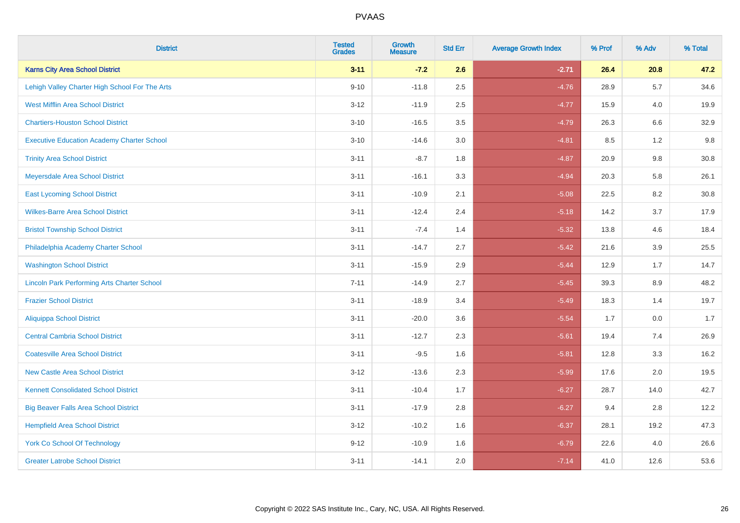# PVAAS

| District | Tested Grades | Growth Measure | Std Err | Average Growth Index | % Prof | % Adv | % Total |
|---|---|---|---|---|---|---|---|
| **Karns City Area School District** | **3-11** | **-7.2** | **2.6** | **-2.71** | **26.4** | **20.8** | **47.2** |
| Lehigh Valley Charter High School For The Arts | 9-10 | -11.8 | 2.5 | -4.76 | 28.9 | 5.7 | 34.6 |
| West Mifflin Area School District | 3-12 | -11.9 | 2.5 | -4.77 | 15.9 | 4.0 | 19.9 |
| Chartiers-Houston School District | 3-10 | -16.5 | 3.5 | -4.79 | 26.3 | 6.6 | 32.9 |
| Executive Education Academy Charter School | 3-10 | -14.6 | 3.0 | -4.81 | 8.5 | 1.2 | 9.8 |
| Trinity Area School District | 3-11 | -8.7 | 1.8 | -4.87 | 20.9 | 9.8 | 30.8 |
| Meyersdale Area School District | 3-11 | -16.1 | 3.3 | -4.94 | 20.3 | 5.8 | 26.1 |
| East Lycoming School District | 3-11 | -10.9 | 2.1 | -5.08 | 22.5 | 8.2 | 30.8 |
| Wilkes-Barre Area School District | 3-11 | -12.4 | 2.4 | -5.18 | 14.2 | 3.7 | 17.9 |
| Bristol Township School District | 3-11 | -7.4 | 1.4 | -5.32 | 13.8 | 4.6 | 18.4 |
| Philadelphia Academy Charter School | 3-11 | -14.7 | 2.7 | -5.42 | 21.6 | 3.9 | 25.5 |
| Washington School District | 3-11 | -15.9 | 2.9 | -5.44 | 12.9 | 1.7 | 14.7 |
| Lincoln Park Performing Arts Charter School | 7-11 | -14.9 | 2.7 | -5.45 | 39.3 | 8.9 | 48.2 |
| Frazier School District | 3-11 | -18.9 | 3.4 | -5.49 | 18.3 | 1.4 | 19.7 |
| Aliquippa School District | 3-11 | -20.0 | 3.6 | -5.54 | 1.7 | 0.0 | 1.7 |
| Central Cambria School District | 3-11 | -12.7 | 2.3 | -5.61 | 19.4 | 7.4 | 26.9 |
| Coatesville Area School District | 3-11 | -9.5 | 1.6 | -5.81 | 12.8 | 3.3 | 16.2 |
| New Castle Area School District | 3-12 | -13.6 | 2.3 | -5.99 | 17.6 | 2.0 | 19.5 |
| Kennett Consolidated School District | 3-11 | -10.4 | 1.7 | -6.27 | 28.7 | 14.0 | 42.7 |
| Big Beaver Falls Area School District | 3-11 | -17.9 | 2.8 | -6.27 | 9.4 | 2.8 | 12.2 |
| Hempfield Area School District | 3-12 | -10.2 | 1.6 | -6.37 | 28.1 | 19.2 | 47.3 |
| York Co School Of Technology | 9-12 | -10.9 | 1.6 | -6.79 | 22.6 | 4.0 | 26.6 |
| Greater Latrobe School District | 3-11 | -14.1 | 2.0 | -7.14 | 41.0 | 12.6 | 53.6 |

Copyright © 2022 SAS Institute Inc., Cary, NC, USA. All Rights Reserved.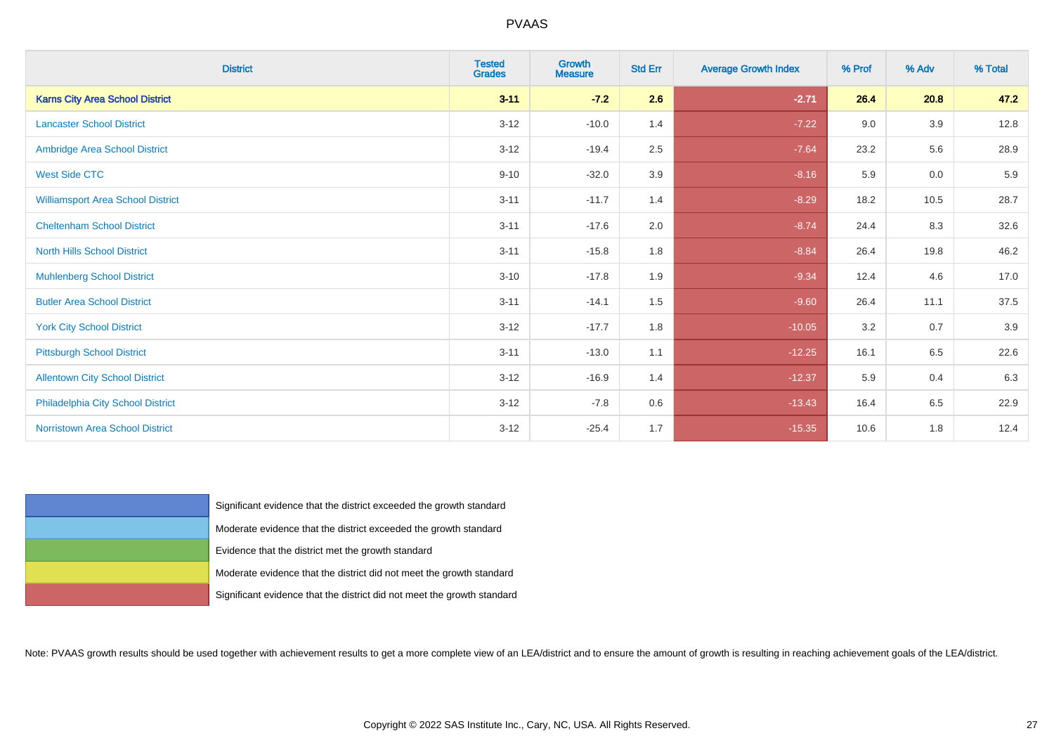# PVAAS

| District | Tested Grades | Growth Measure | Std Err | Average Growth Index | % Prof | % Adv | % Total |
|---|---|---|---|---|---|---|---|
| **Karns City Area School District** | **3-11** | **-7.2** | **2.6** | **-2.71** | **26.4** | **20.8** | **47.2** |
| Lancaster School District | 3-12 | -10.0 | 1.4 | -7.22 | 9.0 | 3.9 | 12.8 |
| Ambridge Area School District | 3-12 | -19.4 | 2.5 | -7.64 | 23.2 | 5.6 | 28.9 |
| West Side CTC | 9-10 | -32.0 | 3.9 | -8.16 | 5.9 | 0.0 | 5.9 |
| Williamsport Area School District | 3-11 | -11.7 | 1.4 | -8.29 | 18.2 | 10.5 | 28.7 |
| Cheltenham School District | 3-11 | -17.6 | 2.0 | -8.74 | 24.4 | 8.3 | 32.6 |
| North Hills School District | 3-11 | -15.8 | 1.8 | -8.84 | 26.4 | 19.8 | 46.2 |
| Muhlenberg School District | 3-10 | -17.8 | 1.9 | -9.34 | 12.4 | 4.6 | 17.0 |
| Butler Area School District | 3-11 | -14.1 | 1.5 | -9.60 | 26.4 | 11.1 | 37.5 |
| York City School District | 3-12 | -17.7 | 1.8 | -10.05 | 3.2 | 0.7 | 3.9 |
| Pittsburgh School District | 3-11 | -13.0 | 1.1 | -12.25 | 16.1 | 6.5 | 22.6 |
| Allentown City School District | 3-12 | -16.9 | 1.4 | -12.37 | 5.9 | 0.4 | 6.3 |
| Philadelphia City School District | 3-12 | -7.8 | 0.6 | -13.43 | 16.4 | 6.5 | 22.9 |
| Norristown Area School District | 3-12 | -25.4 | 1.7 | -15.35 | 10.6 | 1.8 | 12.4 |

Significant evidence that the district exceeded the growth standard

Moderate evidence that the district exceeded the growth standard

Evidence that the district met the growth standard

Moderate evidence that the district did not meet the growth standard

Significant evidence that the district did not meet the growth standard

Note: PVAAS growth results should be used together with achievement results to get a more complete view of an LEA/district and to ensure the amount of growth is resulting in reaching achievement goals of the LEA/district.

Copyright © 2022 SAS Institute Inc., Cary, NC, USA. All Rights Reserved.